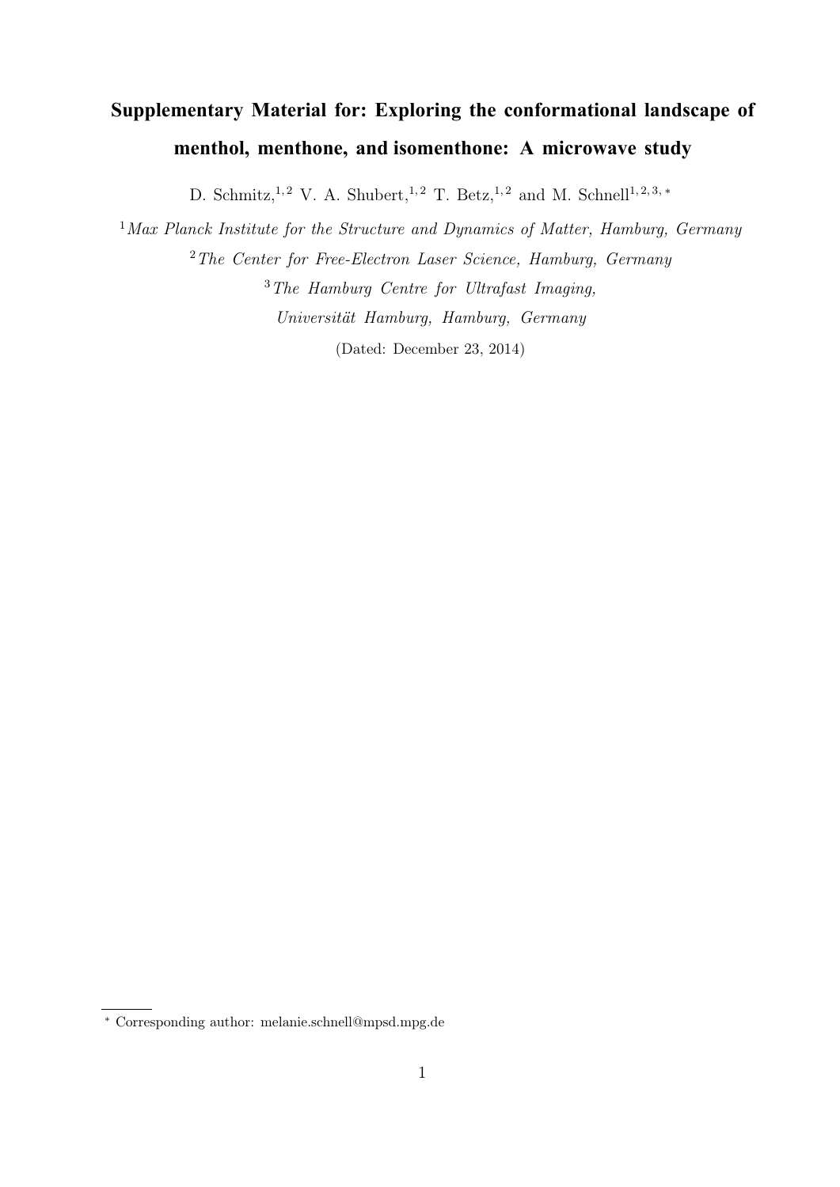# Supplementary Material for: Exploring the conformational landscape of menthol, menthone, and isomenthone: A microwave study

D. Schmitz,[1,2] V. A. Shubert,[1,2] T. Betz,[1,2] and M. Schnell[1,2,3,*]

[1] *Max Planck Institute for the Structure and Dynamics of Matter, Hamburg, Germany*

[2] *The Center for Free-Electron Laser Science, Hamburg, Germany*

[3] *The Hamburg Centre for Ultrafast Imaging, Universität Hamburg, Hamburg, Germany*

(Dated: December 23, 2014)

---

[*] Corresponding author: melanie.schnell@mpsd.mpg.de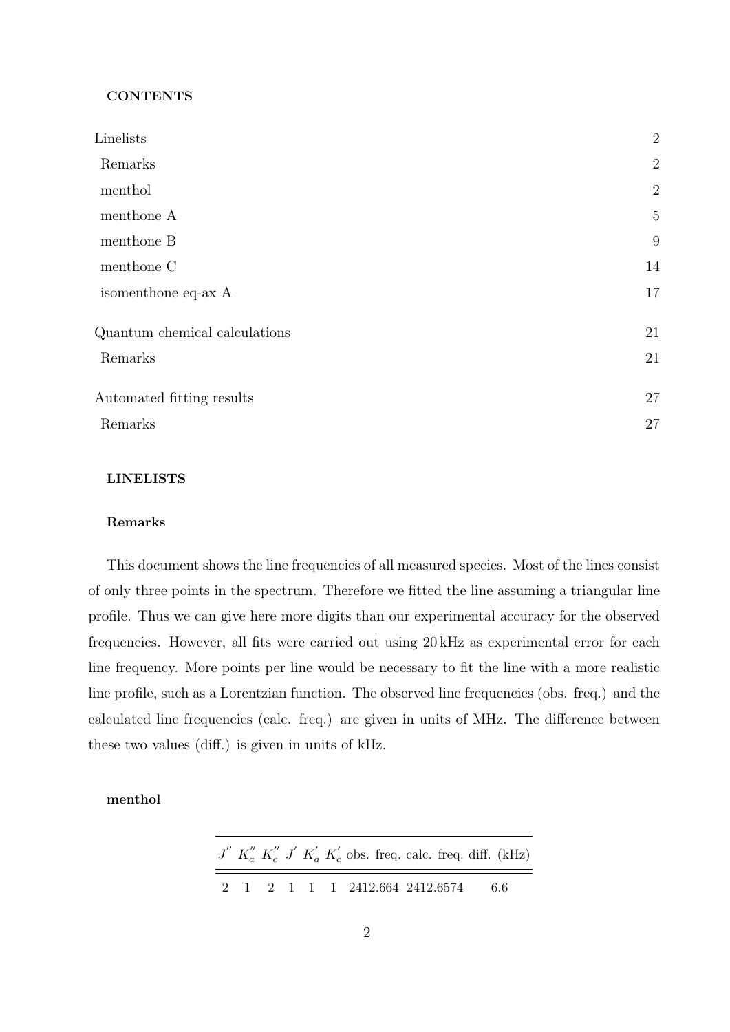**CONTENTS**

| | |
|---|---|
| Linelists | 2 |
| Remarks | 2 |
| menthol | 2 |
| menthone A | 5 |
| menthone B | 9 |
| menthone C | 14 |
| isomenthone eq-ax A | 17 |
| Quantum chemical calculations | 21 |
| Remarks | 21 |
| Automated fitting results | 27 |
| Remarks | 27 |

## LINELISTS

### Remarks

This document shows the line frequencies of all measured species. Most of the lines consist of only three points in the spectrum. Therefore we fitted the line assuming a triangular line profile. Thus we can give here more digits than our experimental accuracy for the observed frequencies. However, all fits were carried out using 20 kHz as experimental error for each line frequency. More points per line would be necessary to fit the line with a more realistic line profile, such as a Lorentzian function. The observed line frequencies (obs. freq.) and the calculated line frequencies (calc. freq.) are given in units of MHz. The difference between these two values (diff.) is given in units of kHz.

### menthol

| $J''$ | $K_a''$ | $K_c''$ | $J'$ | $K_a'$ | $K_c'$ | obs. freq. | calc. freq. | diff. (kHz) |
|---|---|---|---|---|---|---|---|---|
| 2 | 1 | 2 | 1 | 1 | 1 | 2412.664 | 2412.6574 | 6.6 |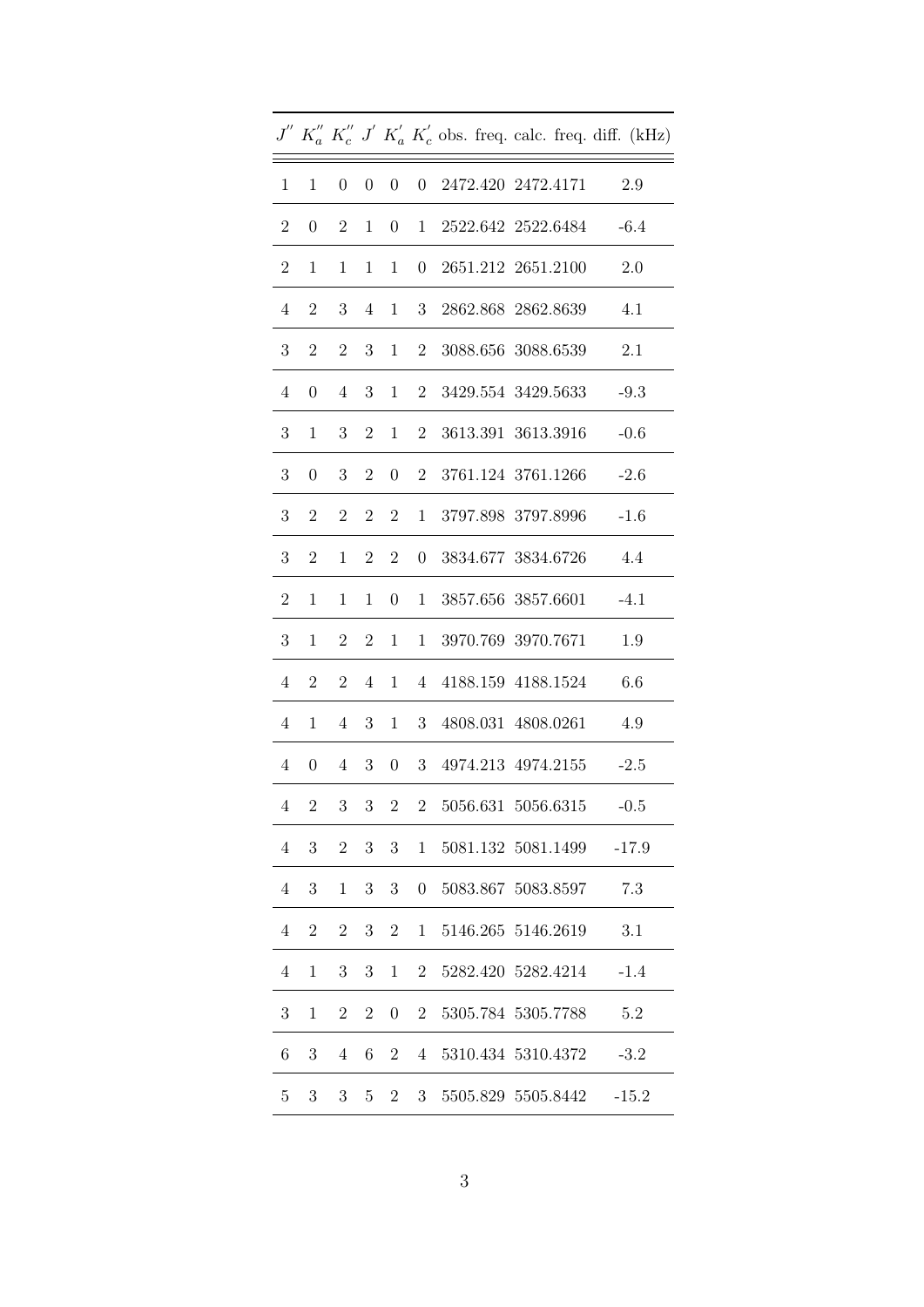| $J''$ | $K_a''$ | $K_c''$ | $J'$ | $K_a'$ | $K_c'$ | obs. freq. | calc. freq. | diff. (kHz) |
|---|---|---|---|---|---|---|---|---|
| 1 | 1 | 0 | 0 | 0 | 0 | 2472.420 | 2472.4171 | 2.9 |
| 2 | 0 | 2 | 1 | 0 | 1 | 2522.642 | 2522.6484 | -6.4 |
| 2 | 1 | 1 | 1 | 1 | 0 | 2651.212 | 2651.2100 | 2.0 |
| 4 | 2 | 3 | 4 | 1 | 3 | 2862.868 | 2862.8639 | 4.1 |
| 3 | 2 | 2 | 3 | 1 | 2 | 3088.656 | 3088.6539 | 2.1 |
| 4 | 0 | 4 | 3 | 1 | 2 | 3429.554 | 3429.5633 | -9.3 |
| 3 | 1 | 3 | 2 | 1 | 2 | 3613.391 | 3613.3916 | -0.6 |
| 3 | 0 | 3 | 2 | 0 | 2 | 3761.124 | 3761.1266 | -2.6 |
| 3 | 2 | 2 | 2 | 2 | 1 | 3797.898 | 3797.8996 | -1.6 |
| 3 | 2 | 1 | 2 | 2 | 0 | 3834.677 | 3834.6726 | 4.4 |
| 2 | 1 | 1 | 1 | 0 | 1 | 3857.656 | 3857.6601 | -4.1 |
| 3 | 1 | 2 | 2 | 1 | 1 | 3970.769 | 3970.7671 | 1.9 |
| 4 | 2 | 2 | 4 | 1 | 4 | 4188.159 | 4188.1524 | 6.6 |
| 4 | 1 | 4 | 3 | 1 | 3 | 4808.031 | 4808.0261 | 4.9 |
| 4 | 0 | 4 | 3 | 0 | 3 | 4974.213 | 4974.2155 | -2.5 |
| 4 | 2 | 3 | 3 | 2 | 2 | 5056.631 | 5056.6315 | -0.5 |
| 4 | 3 | 2 | 3 | 3 | 1 | 5081.132 | 5081.1499 | -17.9 |
| 4 | 3 | 1 | 3 | 3 | 0 | 5083.867 | 5083.8597 | 7.3 |
| 4 | 2 | 2 | 3 | 2 | 1 | 5146.265 | 5146.2619 | 3.1 |
| 4 | 1 | 3 | 3 | 1 | 2 | 5282.420 | 5282.4214 | -1.4 |
| 3 | 1 | 2 | 2 | 0 | 2 | 5305.784 | 5305.7788 | 5.2 |
| 6 | 3 | 4 | 6 | 2 | 4 | 5310.434 | 5310.4372 | -3.2 |
| 5 | 3 | 3 | 5 | 2 | 3 | 5505.829 | 5505.8442 | -15.2 |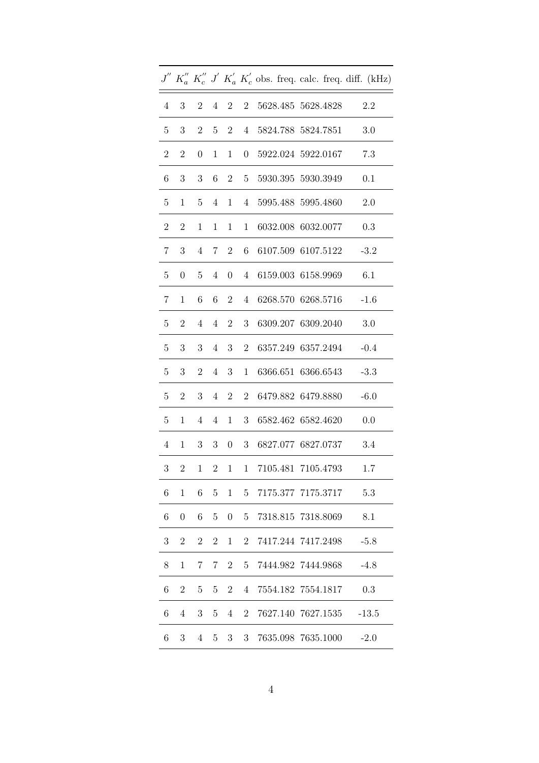| $J''$ | $K_a''$ | $K_c''$ | $J'$ | $K_a'$ | $K_c'$ | obs. freq. | calc. freq. | diff. (kHz) |
|---|---|---|---|---|---|---|---|---|
| 4 | 3 | 2 | 4 | 2 | 2 | 5628.485 | 5628.4828 | 2.2 |
| 5 | 3 | 2 | 5 | 2 | 4 | 5824.788 | 5824.7851 | 3.0 |
| 2 | 2 | 0 | 1 | 1 | 0 | 5922.024 | 5922.0167 | 7.3 |
| 6 | 3 | 3 | 6 | 2 | 5 | 5930.395 | 5930.3949 | 0.1 |
| 5 | 1 | 5 | 4 | 1 | 4 | 5995.488 | 5995.4860 | 2.0 |
| 2 | 2 | 1 | 1 | 1 | 1 | 6032.008 | 6032.0077 | 0.3 |
| 7 | 3 | 4 | 7 | 2 | 6 | 6107.509 | 6107.5122 | -3.2 |
| 5 | 0 | 5 | 4 | 0 | 4 | 6159.003 | 6158.9969 | 6.1 |
| 7 | 1 | 6 | 6 | 2 | 4 | 6268.570 | 6268.5716 | -1.6 |
| 5 | 2 | 4 | 4 | 2 | 3 | 6309.207 | 6309.2040 | 3.0 |
| 5 | 3 | 3 | 4 | 3 | 2 | 6357.249 | 6357.2494 | -0.4 |
| 5 | 3 | 2 | 4 | 3 | 1 | 6366.651 | 6366.6543 | -3.3 |
| 5 | 2 | 3 | 4 | 2 | 2 | 6479.882 | 6479.8880 | -6.0 |
| 5 | 1 | 4 | 4 | 1 | 3 | 6582.462 | 6582.4620 | 0.0 |
| 4 | 1 | 3 | 3 | 0 | 3 | 6827.077 | 6827.0737 | 3.4 |
| 3 | 2 | 1 | 2 | 1 | 1 | 7105.481 | 7105.4793 | 1.7 |
| 6 | 1 | 6 | 5 | 1 | 5 | 7175.377 | 7175.3717 | 5.3 |
| 6 | 0 | 6 | 5 | 0 | 5 | 7318.815 | 7318.8069 | 8.1 |
| 3 | 2 | 2 | 2 | 1 | 2 | 7417.244 | 7417.2498 | -5.8 |
| 8 | 1 | 7 | 7 | 2 | 5 | 7444.982 | 7444.9868 | -4.8 |
| 6 | 2 | 5 | 5 | 2 | 4 | 7554.182 | 7554.1817 | 0.3 |
| 6 | 4 | 3 | 5 | 4 | 2 | 7627.140 | 7627.1535 | -13.5 |
| 6 | 3 | 4 | 5 | 3 | 3 | 7635.098 | 7635.1000 | -2.0 |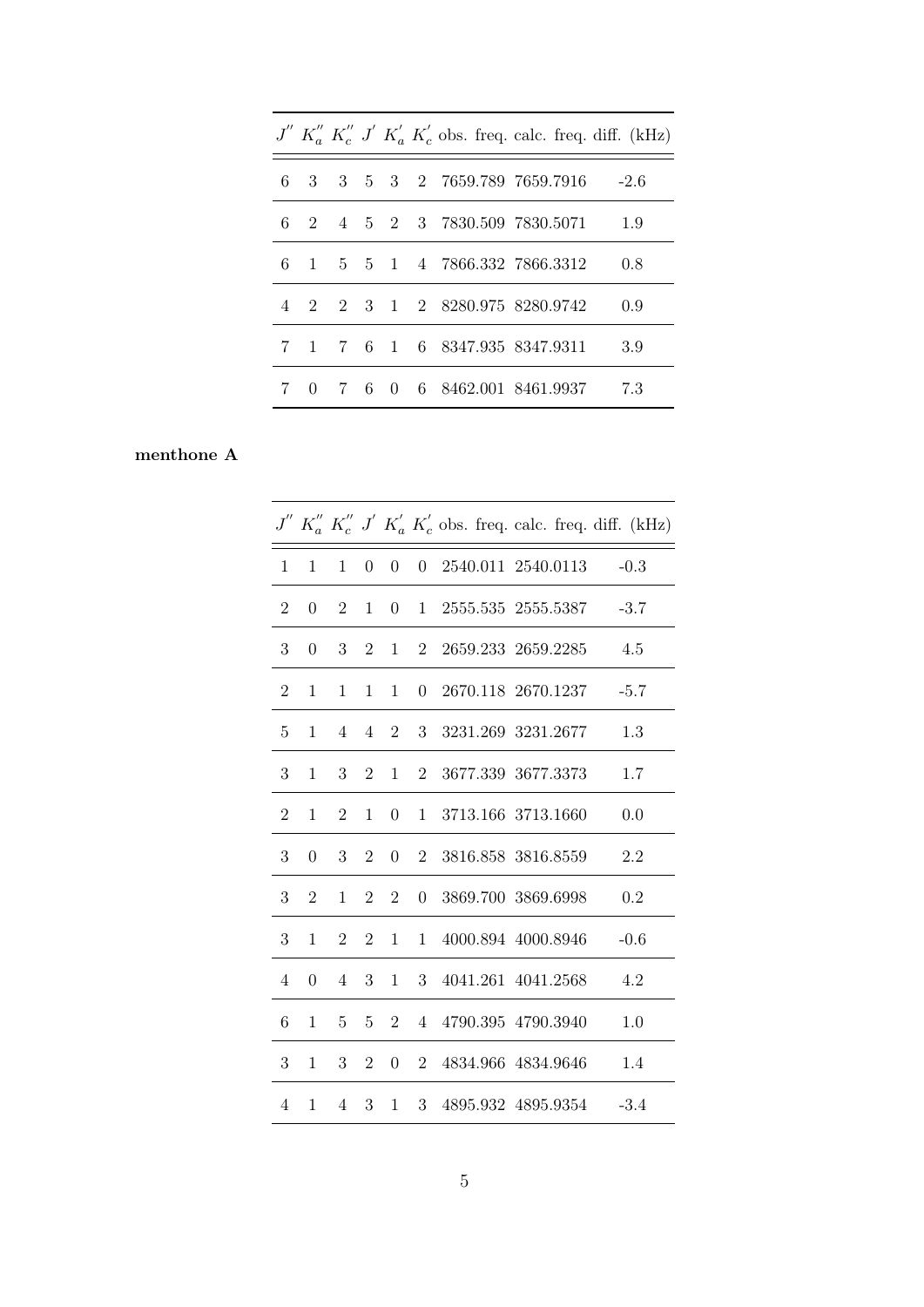| $J''$ | $K_a''$ | $K_c''$ | $J'$ | $K_a'$ | $K_c'$ | obs. freq. | calc. freq. | diff. (kHz) |
|---|---|---|---|---|---|---|---|---|
| 6 | 3 | 3 | 5 | 3 | 2 | 7659.789 | 7659.7916 | -2.6 |
| 6 | 2 | 4 | 5 | 2 | 3 | 7830.509 | 7830.5071 | 1.9 |
| 6 | 1 | 5 | 5 | 1 | 4 | 7866.332 | 7866.3312 | 0.8 |
| 4 | 2 | 2 | 3 | 1 | 2 | 8280.975 | 8280.9742 | 0.9 |
| 7 | 1 | 7 | 6 | 1 | 6 | 8347.935 | 8347.9311 | 3.9 |
| 7 | 0 | 7 | 6 | 0 | 6 | 8462.001 | 8461.9937 | 7.3 |

**menthone A**

| $J''$ | $K_a''$ | $K_c''$ | $J'$ | $K_a'$ | $K_c'$ | obs. freq. | calc. freq. | diff. (kHz) |
|---|---|---|---|---|---|---|---|---|
| 1 | 1 | 1 | 0 | 0 | 0 | 2540.011 | 2540.0113 | -0.3 |
| 2 | 0 | 2 | 1 | 0 | 1 | 2555.535 | 2555.5387 | -3.7 |
| 3 | 0 | 3 | 2 | 1 | 2 | 2659.233 | 2659.2285 | 4.5 |
| 2 | 1 | 1 | 1 | 1 | 0 | 2670.118 | 2670.1237 | -5.7 |
| 5 | 1 | 4 | 4 | 2 | 3 | 3231.269 | 3231.2677 | 1.3 |
| 3 | 1 | 3 | 2 | 1 | 2 | 3677.339 | 3677.3373 | 1.7 |
| 2 | 1 | 2 | 1 | 0 | 1 | 3713.166 | 3713.1660 | 0.0 |
| 3 | 0 | 3 | 2 | 0 | 2 | 3816.858 | 3816.8559 | 2.2 |
| 3 | 2 | 1 | 2 | 2 | 0 | 3869.700 | 3869.6998 | 0.2 |
| 3 | 1 | 2 | 2 | 1 | 1 | 4000.894 | 4000.8946 | -0.6 |
| 4 | 0 | 4 | 3 | 1 | 3 | 4041.261 | 4041.2568 | 4.2 |
| 6 | 1 | 5 | 5 | 2 | 4 | 4790.395 | 4790.3940 | 1.0 |
| 3 | 1 | 3 | 2 | 0 | 2 | 4834.966 | 4834.9646 | 1.4 |
| 4 | 1 | 4 | 3 | 1 | 3 | 4895.932 | 4895.9354 | -3.4 |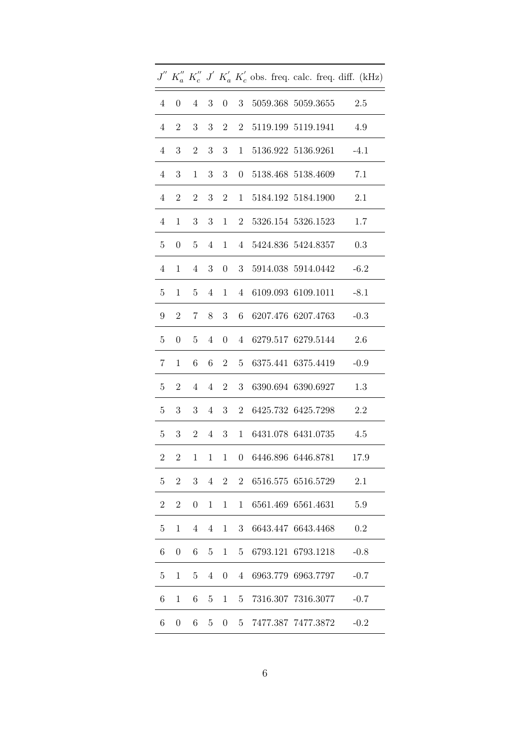| $J''$ | $K_a''$ | $K_c''$ | $J'$ | $K_a'$ | $K_c'$ | obs. freq. | calc. freq. | diff. (kHz) |
|---|---|---|---|---|---|---|---|---|
| 4 | 0 | 4 | 3 | 0 | 3 | 5059.368 | 5059.3655 | 2.5 |
| 4 | 2 | 3 | 3 | 2 | 2 | 5119.199 | 5119.1941 | 4.9 |
| 4 | 3 | 2 | 3 | 3 | 1 | 5136.922 | 5136.9261 | -4.1 |
| 4 | 3 | 1 | 3 | 3 | 0 | 5138.468 | 5138.4609 | 7.1 |
| 4 | 2 | 2 | 3 | 2 | 1 | 5184.192 | 5184.1900 | 2.1 |
| 4 | 1 | 3 | 3 | 1 | 2 | 5326.154 | 5326.1523 | 1.7 |
| 5 | 0 | 5 | 4 | 1 | 4 | 5424.836 | 5424.8357 | 0.3 |
| 4 | 1 | 4 | 3 | 0 | 3 | 5914.038 | 5914.0442 | -6.2 |
| 5 | 1 | 5 | 4 | 1 | 4 | 6109.093 | 6109.1011 | -8.1 |
| 9 | 2 | 7 | 8 | 3 | 6 | 6207.476 | 6207.4763 | -0.3 |
| 5 | 0 | 5 | 4 | 0 | 4 | 6279.517 | 6279.5144 | 2.6 |
| 7 | 1 | 6 | 6 | 2 | 5 | 6375.441 | 6375.4419 | -0.9 |
| 5 | 2 | 4 | 4 | 2 | 3 | 6390.694 | 6390.6927 | 1.3 |
| 5 | 3 | 3 | 4 | 3 | 2 | 6425.732 | 6425.7298 | 2.2 |
| 5 | 3 | 2 | 4 | 3 | 1 | 6431.078 | 6431.0735 | 4.5 |
| 2 | 2 | 1 | 1 | 1 | 0 | 6446.896 | 6446.8781 | 17.9 |
| 5 | 2 | 3 | 4 | 2 | 2 | 6516.575 | 6516.5729 | 2.1 |
| 2 | 2 | 0 | 1 | 1 | 1 | 6561.469 | 6561.4631 | 5.9 |
| 5 | 1 | 4 | 4 | 1 | 3 | 6643.447 | 6643.4468 | 0.2 |
| 6 | 0 | 6 | 5 | 1 | 5 | 6793.121 | 6793.1218 | -0.8 |
| 5 | 1 | 5 | 4 | 0 | 4 | 6963.779 | 6963.7797 | -0.7 |
| 6 | 1 | 6 | 5 | 1 | 5 | 7316.307 | 7316.3077 | -0.7 |
| 6 | 0 | 6 | 5 | 0 | 5 | 7477.387 | 7477.3872 | -0.2 |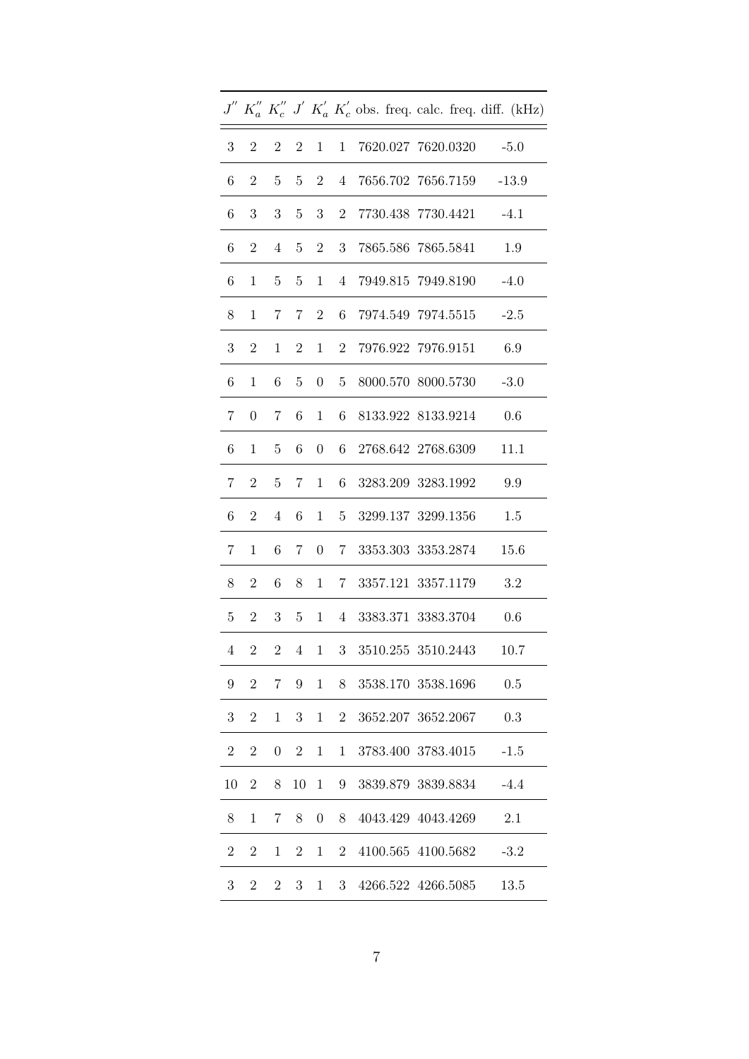| $J''$ | $K_a''$ | $K_c''$ | $J'$ | $K_a'$ | $K_c'$ | obs. freq. | calc. freq. | diff. (kHz) |
|---|---|---|---|---|---|---|---|---|
| 3 | 2 | 2 | 2 | 1 | 1 | 7620.027 | 7620.0320 | -5.0 |
| 6 | 2 | 5 | 5 | 2 | 4 | 7656.702 | 7656.7159 | -13.9 |
| 6 | 3 | 3 | 5 | 3 | 2 | 7730.438 | 7730.4421 | -4.1 |
| 6 | 2 | 4 | 5 | 2 | 3 | 7865.586 | 7865.5841 | 1.9 |
| 6 | 1 | 5 | 5 | 1 | 4 | 7949.815 | 7949.8190 | -4.0 |
| 8 | 1 | 7 | 7 | 2 | 6 | 7974.549 | 7974.5515 | -2.5 |
| 3 | 2 | 1 | 2 | 1 | 2 | 7976.922 | 7976.9151 | 6.9 |
| 6 | 1 | 6 | 5 | 0 | 5 | 8000.570 | 8000.5730 | -3.0 |
| 7 | 0 | 7 | 6 | 1 | 6 | 8133.922 | 8133.9214 | 0.6 |
| 6 | 1 | 5 | 6 | 0 | 6 | 2768.642 | 2768.6309 | 11.1 |
| 7 | 2 | 5 | 7 | 1 | 6 | 3283.209 | 3283.1992 | 9.9 |
| 6 | 2 | 4 | 6 | 1 | 5 | 3299.137 | 3299.1356 | 1.5 |
| 7 | 1 | 6 | 7 | 0 | 7 | 3353.303 | 3353.2874 | 15.6 |
| 8 | 2 | 6 | 8 | 1 | 7 | 3357.121 | 3357.1179 | 3.2 |
| 5 | 2 | 3 | 5 | 1 | 4 | 3383.371 | 3383.3704 | 0.6 |
| 4 | 2 | 2 | 4 | 1 | 3 | 3510.255 | 3510.2443 | 10.7 |
| 9 | 2 | 7 | 9 | 1 | 8 | 3538.170 | 3538.1696 | 0.5 |
| 3 | 2 | 1 | 3 | 1 | 2 | 3652.207 | 3652.2067 | 0.3 |
| 2 | 2 | 0 | 2 | 1 | 1 | 3783.400 | 3783.4015 | -1.5 |
| 10 | 2 | 8 | 10 | 1 | 9 | 3839.879 | 3839.8834 | -4.4 |
| 8 | 1 | 7 | 8 | 0 | 8 | 4043.429 | 4043.4269 | 2.1 |
| 2 | 2 | 1 | 2 | 1 | 2 | 4100.565 | 4100.5682 | -3.2 |
| 3 | 2 | 2 | 3 | 1 | 3 | 4266.522 | 4266.5085 | 13.5 |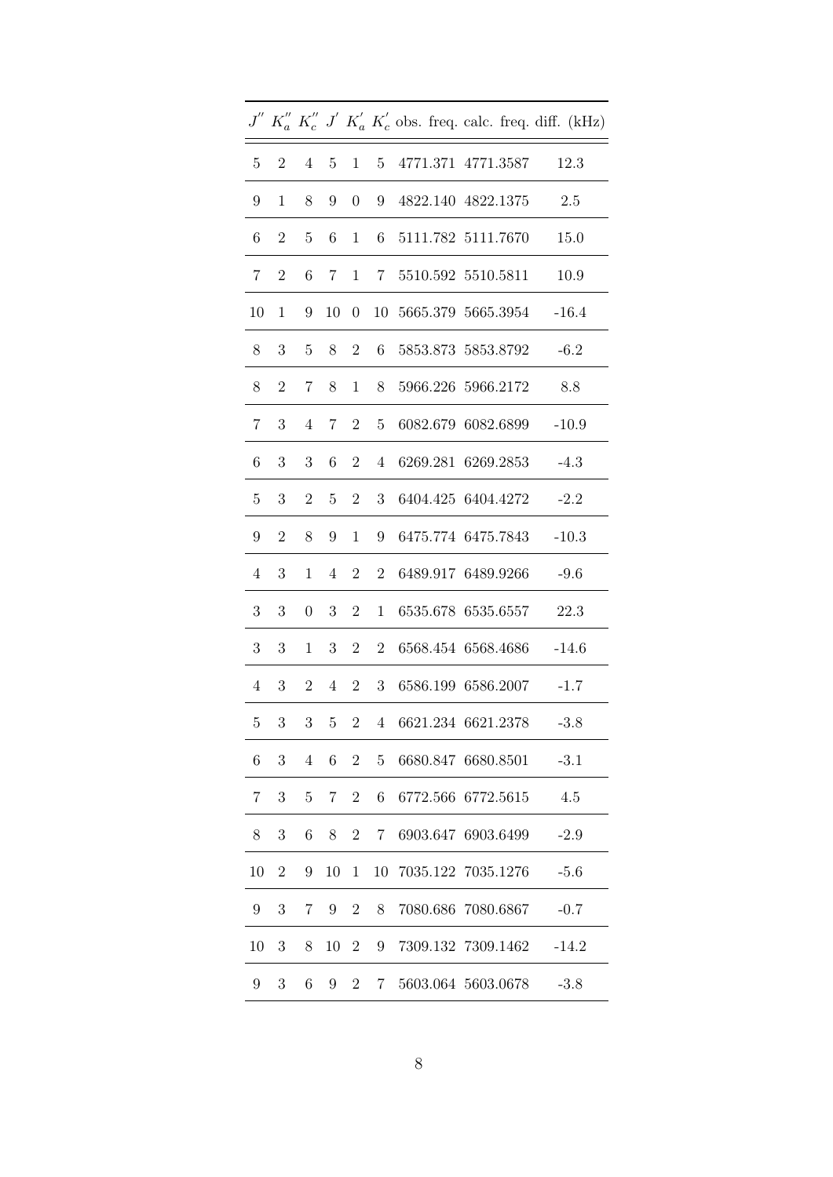| $J''$ | $K_a''$ | $K_c''$ | $J'$ | $K_a'$ | $K_c'$ | obs. freq. | calc. freq. | diff. (kHz) |
|---|---|---|---|---|---|---|---|---|
| 5 | 2 | 4 | 5 | 1 | 5 | 4771.371 | 4771.3587 | 12.3 |
| 9 | 1 | 8 | 9 | 0 | 9 | 4822.140 | 4822.1375 | 2.5 |
| 6 | 2 | 5 | 6 | 1 | 6 | 5111.782 | 5111.7670 | 15.0 |
| 7 | 2 | 6 | 7 | 1 | 7 | 5510.592 | 5510.5811 | 10.9 |
| 10 | 1 | 9 | 10 | 0 | 10 | 5665.379 | 5665.3954 | -16.4 |
| 8 | 3 | 5 | 8 | 2 | 6 | 5853.873 | 5853.8792 | -6.2 |
| 8 | 2 | 7 | 8 | 1 | 8 | 5966.226 | 5966.2172 | 8.8 |
| 7 | 3 | 4 | 7 | 2 | 5 | 6082.679 | 6082.6899 | -10.9 |
| 6 | 3 | 3 | 6 | 2 | 4 | 6269.281 | 6269.2853 | -4.3 |
| 5 | 3 | 2 | 5 | 2 | 3 | 6404.425 | 6404.4272 | -2.2 |
| 9 | 2 | 8 | 9 | 1 | 9 | 6475.774 | 6475.7843 | -10.3 |
| 4 | 3 | 1 | 4 | 2 | 2 | 6489.917 | 6489.9266 | -9.6 |
| 3 | 3 | 0 | 3 | 2 | 1 | 6535.678 | 6535.6557 | 22.3 |
| 3 | 3 | 1 | 3 | 2 | 2 | 6568.454 | 6568.4686 | -14.6 |
| 4 | 3 | 2 | 4 | 2 | 3 | 6586.199 | 6586.2007 | -1.7 |
| 5 | 3 | 3 | 5 | 2 | 4 | 6621.234 | 6621.2378 | -3.8 |
| 6 | 3 | 4 | 6 | 2 | 5 | 6680.847 | 6680.8501 | -3.1 |
| 7 | 3 | 5 | 7 | 2 | 6 | 6772.566 | 6772.5615 | 4.5 |
| 8 | 3 | 6 | 8 | 2 | 7 | 6903.647 | 6903.6499 | -2.9 |
| 10 | 2 | 9 | 10 | 1 | 10 | 7035.122 | 7035.1276 | -5.6 |
| 9 | 3 | 7 | 9 | 2 | 8 | 7080.686 | 7080.6867 | -0.7 |
| 10 | 3 | 8 | 10 | 2 | 9 | 7309.132 | 7309.1462 | -14.2 |
| 9 | 3 | 6 | 9 | 2 | 7 | 5603.064 | 5603.0678 | -3.8 |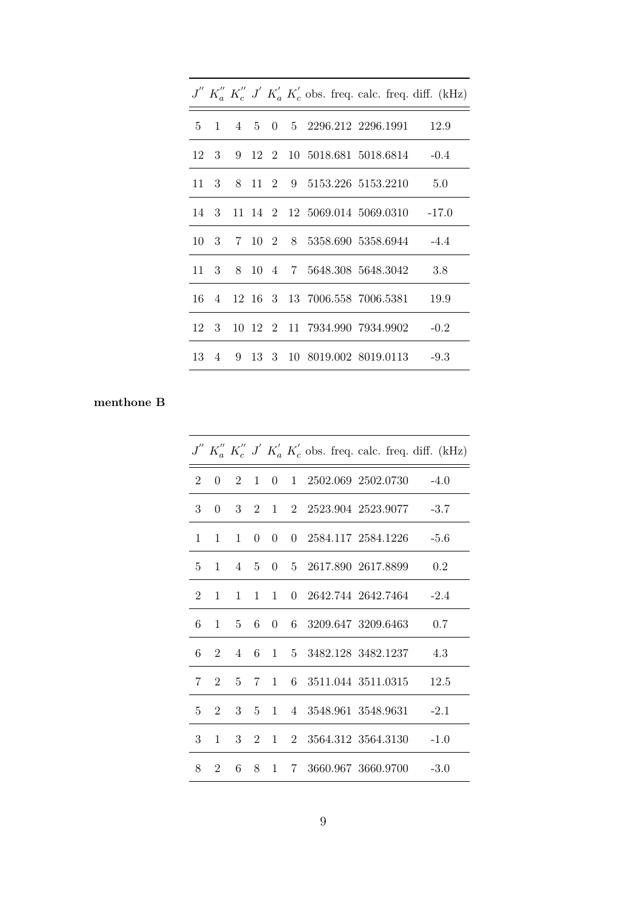| $J''$ | $K_a''$ | $K_c''$ | $J'$ | $K_a'$ | $K_c'$ | obs. freq. | calc. freq. | diff. (kHz) |
|---|---|---|---|---|---|---|---|---|
| 5 | 1 | 4 | 5 | 0 | 5 | 2296.212 | 2296.1991 | 12.9 |
| 12 | 3 | 9 | 12 | 2 | 10 | 5018.681 | 5018.6814 | -0.4 |
| 11 | 3 | 8 | 11 | 2 | 9 | 5153.226 | 5153.2210 | 5.0 |
| 14 | 3 | 11 | 14 | 2 | 12 | 5069.014 | 5069.0310 | -17.0 |
| 10 | 3 | 7 | 10 | 2 | 8 | 5358.690 | 5358.6944 | -4.4 |
| 11 | 3 | 8 | 10 | 4 | 7 | 5648.308 | 5648.3042 | 3.8 |
| 16 | 4 | 12 | 16 | 3 | 13 | 7006.558 | 7006.5381 | 19.9 |
| 12 | 3 | 10 | 12 | 2 | 11 | 7934.990 | 7934.9902 | -0.2 |
| 13 | 4 | 9 | 13 | 3 | 10 | 8019.002 | 8019.0113 | -9.3 |

**menthone B**

| $J''$ | $K_a''$ | $K_c''$ | $J'$ | $K_a'$ | $K_c'$ | obs. freq. | calc. freq. | diff. (kHz) |
|---|---|---|---|---|---|---|---|---|
| 2 | 0 | 2 | 1 | 0 | 1 | 2502.069 | 2502.0730 | -4.0 |
| 3 | 0 | 3 | 2 | 1 | 2 | 2523.904 | 2523.9077 | -3.7 |
| 1 | 1 | 1 | 0 | 0 | 0 | 2584.117 | 2584.1226 | -5.6 |
| 5 | 1 | 4 | 5 | 0 | 5 | 2617.890 | 2617.8899 | 0.2 |
| 2 | 1 | 1 | 1 | 1 | 0 | 2642.744 | 2642.7464 | -2.4 |
| 6 | 1 | 5 | 6 | 0 | 6 | 3209.647 | 3209.6463 | 0.7 |
| 6 | 2 | 4 | 6 | 1 | 5 | 3482.128 | 3482.1237 | 4.3 |
| 7 | 2 | 5 | 7 | 1 | 6 | 3511.044 | 3511.0315 | 12.5 |
| 5 | 2 | 3 | 5 | 1 | 4 | 3548.961 | 3548.9631 | -2.1 |
| 3 | 1 | 3 | 2 | 1 | 2 | 3564.312 | 3564.3130 | -1.0 |
| 8 | 2 | 6 | 8 | 1 | 7 | 3660.967 | 3660.9700 | -3.0 |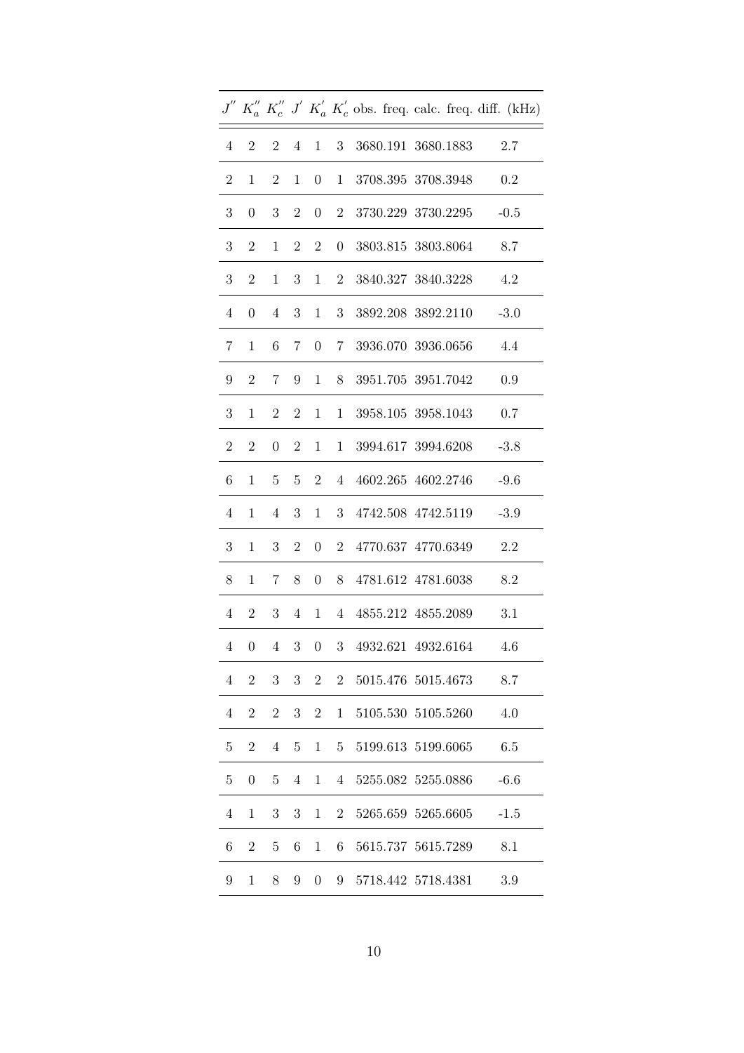| $J''$ | $K_a''$ | $K_c''$ | $J'$ | $K_a'$ | $K_c'$ | obs. freq. | calc. freq. | diff. (kHz) |
|---|---|---|---|---|---|---|---|---|
| 4 | 2 | 2 | 4 | 1 | 3 | 3680.191 | 3680.1883 | 2.7 |
| 2 | 1 | 2 | 1 | 0 | 1 | 3708.395 | 3708.3948 | 0.2 |
| 3 | 0 | 3 | 2 | 0 | 2 | 3730.229 | 3730.2295 | -0.5 |
| 3 | 2 | 1 | 2 | 2 | 0 | 3803.815 | 3803.8064 | 8.7 |
| 3 | 2 | 1 | 3 | 1 | 2 | 3840.327 | 3840.3228 | 4.2 |
| 4 | 0 | 4 | 3 | 1 | 3 | 3892.208 | 3892.2110 | -3.0 |
| 7 | 1 | 6 | 7 | 0 | 7 | 3936.070 | 3936.0656 | 4.4 |
| 9 | 2 | 7 | 9 | 1 | 8 | 3951.705 | 3951.7042 | 0.9 |
| 3 | 1 | 2 | 2 | 1 | 1 | 3958.105 | 3958.1043 | 0.7 |
| 2 | 2 | 0 | 2 | 1 | 1 | 3994.617 | 3994.6208 | -3.8 |
| 6 | 1 | 5 | 5 | 2 | 4 | 4602.265 | 4602.2746 | -9.6 |
| 4 | 1 | 4 | 3 | 1 | 3 | 4742.508 | 4742.5119 | -3.9 |
| 3 | 1 | 3 | 2 | 0 | 2 | 4770.637 | 4770.6349 | 2.2 |
| 8 | 1 | 7 | 8 | 0 | 8 | 4781.612 | 4781.6038 | 8.2 |
| 4 | 2 | 3 | 4 | 1 | 4 | 4855.212 | 4855.2089 | 3.1 |
| 4 | 0 | 4 | 3 | 0 | 3 | 4932.621 | 4932.6164 | 4.6 |
| 4 | 2 | 3 | 3 | 2 | 2 | 5015.476 | 5015.4673 | 8.7 |
| 4 | 2 | 2 | 3 | 2 | 1 | 5105.530 | 5105.5260 | 4.0 |
| 5 | 2 | 4 | 5 | 1 | 5 | 5199.613 | 5199.6065 | 6.5 |
| 5 | 0 | 5 | 4 | 1 | 4 | 5255.082 | 5255.0886 | -6.6 |
| 4 | 1 | 3 | 3 | 1 | 2 | 5265.659 | 5265.6605 | -1.5 |
| 6 | 2 | 5 | 6 | 1 | 6 | 5615.737 | 5615.7289 | 8.1 |
| 9 | 1 | 8 | 9 | 0 | 9 | 5718.442 | 5718.4381 | 3.9 |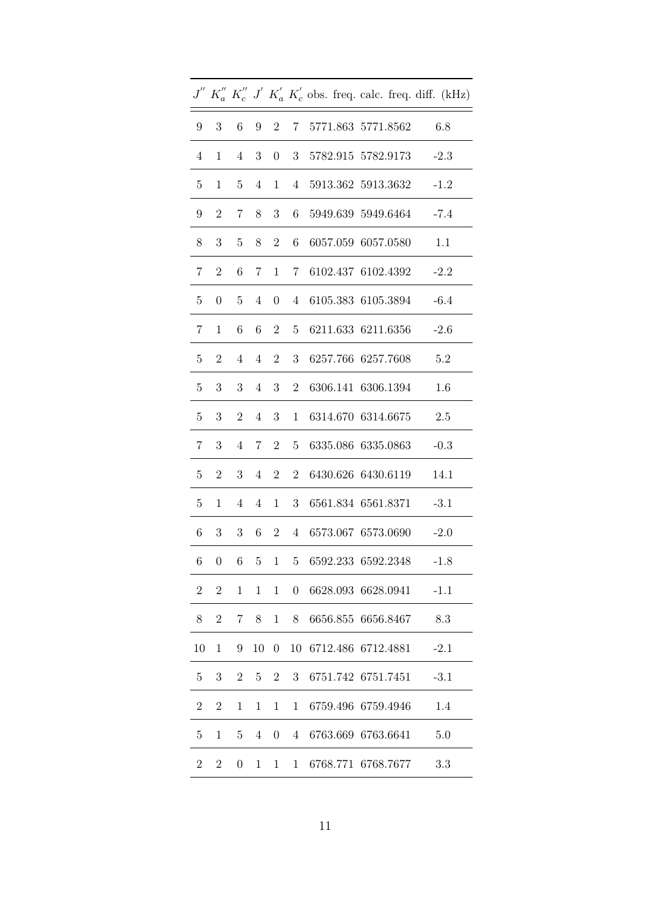| $J''$ | $K_a''$ | $K_c''$ | $J'$ | $K_a'$ | $K_c'$ | obs. freq. | calc. freq. | diff. (kHz) |
|---|---|---|---|---|---|---|---|---|
| 9 | 3 | 6 | 9 | 2 | 7 | 5771.863 | 5771.8562 | 6.8 |
| 4 | 1 | 4 | 3 | 0 | 3 | 5782.915 | 5782.9173 | -2.3 |
| 5 | 1 | 5 | 4 | 1 | 4 | 5913.362 | 5913.3632 | -1.2 |
| 9 | 2 | 7 | 8 | 3 | 6 | 5949.639 | 5949.6464 | -7.4 |
| 8 | 3 | 5 | 8 | 2 | 6 | 6057.059 | 6057.0580 | 1.1 |
| 7 | 2 | 6 | 7 | 1 | 7 | 6102.437 | 6102.4392 | -2.2 |
| 5 | 0 | 5 | 4 | 0 | 4 | 6105.383 | 6105.3894 | -6.4 |
| 7 | 1 | 6 | 6 | 2 | 5 | 6211.633 | 6211.6356 | -2.6 |
| 5 | 2 | 4 | 4 | 2 | 3 | 6257.766 | 6257.7608 | 5.2 |
| 5 | 3 | 3 | 4 | 3 | 2 | 6306.141 | 6306.1394 | 1.6 |
| 5 | 3 | 2 | 4 | 3 | 1 | 6314.670 | 6314.6675 | 2.5 |
| 7 | 3 | 4 | 7 | 2 | 5 | 6335.086 | 6335.0863 | -0.3 |
| 5 | 2 | 3 | 4 | 2 | 2 | 6430.626 | 6430.6119 | 14.1 |
| 5 | 1 | 4 | 4 | 1 | 3 | 6561.834 | 6561.8371 | -3.1 |
| 6 | 3 | 3 | 6 | 2 | 4 | 6573.067 | 6573.0690 | -2.0 |
| 6 | 0 | 6 | 5 | 1 | 5 | 6592.233 | 6592.2348 | -1.8 |
| 2 | 2 | 1 | 1 | 1 | 0 | 6628.093 | 6628.0941 | -1.1 |
| 8 | 2 | 7 | 8 | 1 | 8 | 6656.855 | 6656.8467 | 8.3 |
| 10 | 1 | 9 | 10 | 0 | 10 | 6712.486 | 6712.4881 | -2.1 |
| 5 | 3 | 2 | 5 | 2 | 3 | 6751.742 | 6751.7451 | -3.1 |
| 2 | 2 | 1 | 1 | 1 | 1 | 6759.496 | 6759.4946 | 1.4 |
| 5 | 1 | 5 | 4 | 0 | 4 | 6763.669 | 6763.6641 | 5.0 |
| 2 | 2 | 0 | 1 | 1 | 1 | 6768.771 | 6768.7677 | 3.3 |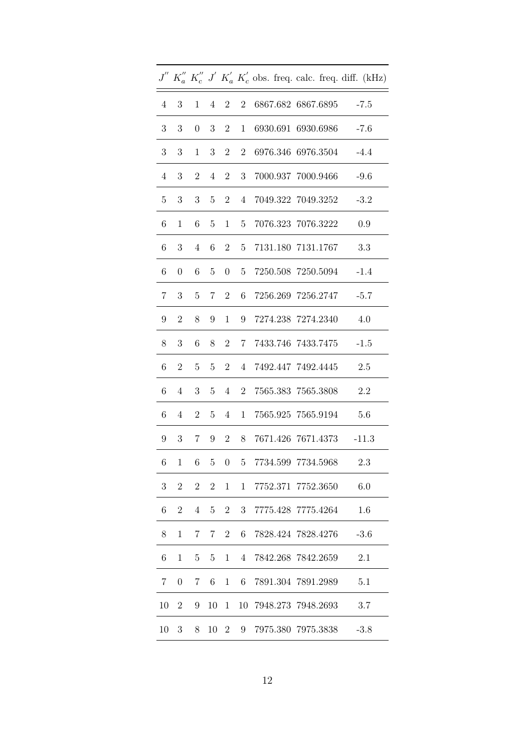| $J''$ | $K_a''$ | $K_c''$ | $J'$ | $K_a'$ | $K_c'$ | obs. freq. | calc. freq. | diff. (kHz) |
|---|---|---|---|---|---|---|---|---|
| 4 | 3 | 1 | 4 | 2 | 2 | 6867.682 | 6867.6895 | -7.5 |
| 3 | 3 | 0 | 3 | 2 | 1 | 6930.691 | 6930.6986 | -7.6 |
| 3 | 3 | 1 | 3 | 2 | 2 | 6976.346 | 6976.3504 | -4.4 |
| 4 | 3 | 2 | 4 | 2 | 3 | 7000.937 | 7000.9466 | -9.6 |
| 5 | 3 | 3 | 5 | 2 | 4 | 7049.322 | 7049.3252 | -3.2 |
| 6 | 1 | 6 | 5 | 1 | 5 | 7076.323 | 7076.3222 | 0.9 |
| 6 | 3 | 4 | 6 | 2 | 5 | 7131.180 | 7131.1767 | 3.3 |
| 6 | 0 | 6 | 5 | 0 | 5 | 7250.508 | 7250.5094 | -1.4 |
| 7 | 3 | 5 | 7 | 2 | 6 | 7256.269 | 7256.2747 | -5.7 |
| 9 | 2 | 8 | 9 | 1 | 9 | 7274.238 | 7274.2340 | 4.0 |
| 8 | 3 | 6 | 8 | 2 | 7 | 7433.746 | 7433.7475 | -1.5 |
| 6 | 2 | 5 | 5 | 2 | 4 | 7492.447 | 7492.4445 | 2.5 |
| 6 | 4 | 3 | 5 | 4 | 2 | 7565.383 | 7565.3808 | 2.2 |
| 6 | 4 | 2 | 5 | 4 | 1 | 7565.925 | 7565.9194 | 5.6 |
| 9 | 3 | 7 | 9 | 2 | 8 | 7671.426 | 7671.4373 | -11.3 |
| 6 | 1 | 6 | 5 | 0 | 5 | 7734.599 | 7734.5968 | 2.3 |
| 3 | 2 | 2 | 2 | 1 | 1 | 7752.371 | 7752.3650 | 6.0 |
| 6 | 2 | 4 | 5 | 2 | 3 | 7775.428 | 7775.4264 | 1.6 |
| 8 | 1 | 7 | 7 | 2 | 6 | 7828.424 | 7828.4276 | -3.6 |
| 6 | 1 | 5 | 5 | 1 | 4 | 7842.268 | 7842.2659 | 2.1 |
| 7 | 0 | 7 | 6 | 1 | 6 | 7891.304 | 7891.2989 | 5.1 |
| 10 | 2 | 9 | 10 | 1 | 10 | 7948.273 | 7948.2693 | 3.7 |
| 10 | 3 | 8 | 10 | 2 | 9 | 7975.380 | 7975.3838 | -3.8 |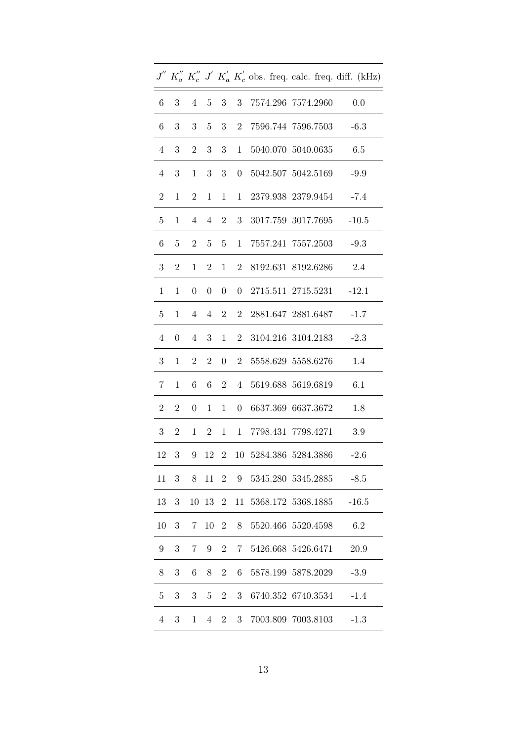| $J''$ | $K_a''$ | $K_c''$ | $J'$ | $K_a'$ | $K_c'$ | obs. freq. | calc. freq. | diff. (kHz) |
|---|---|---|---|---|---|---|---|---|
| 6 | 3 | 4 | 5 | 3 | 3 | 7574.296 | 7574.2960 | 0.0 |
| 6 | 3 | 3 | 5 | 3 | 2 | 7596.744 | 7596.7503 | -6.3 |
| 4 | 3 | 2 | 3 | 3 | 1 | 5040.070 | 5040.0635 | 6.5 |
| 4 | 3 | 1 | 3 | 3 | 0 | 5042.507 | 5042.5169 | -9.9 |
| 2 | 1 | 2 | 1 | 1 | 1 | 2379.938 | 2379.9454 | -7.4 |
| 5 | 1 | 4 | 4 | 2 | 3 | 3017.759 | 3017.7695 | -10.5 |
| 6 | 5 | 2 | 5 | 5 | 1 | 7557.241 | 7557.2503 | -9.3 |
| 3 | 2 | 1 | 2 | 1 | 2 | 8192.631 | 8192.6286 | 2.4 |
| 1 | 1 | 0 | 0 | 0 | 0 | 2715.511 | 2715.5231 | -12.1 |
| 5 | 1 | 4 | 4 | 2 | 2 | 2881.647 | 2881.6487 | -1.7 |
| 4 | 0 | 4 | 3 | 1 | 2 | 3104.216 | 3104.2183 | -2.3 |
| 3 | 1 | 2 | 2 | 0 | 2 | 5558.629 | 5558.6276 | 1.4 |
| 7 | 1 | 6 | 6 | 2 | 4 | 5619.688 | 5619.6819 | 6.1 |
| 2 | 2 | 0 | 1 | 1 | 0 | 6637.369 | 6637.3672 | 1.8 |
| 3 | 2 | 1 | 2 | 1 | 1 | 7798.431 | 7798.4271 | 3.9 |
| 12 | 3 | 9 | 12 | 2 | 10 | 5284.386 | 5284.3886 | -2.6 |
| 11 | 3 | 8 | 11 | 2 | 9 | 5345.280 | 5345.2885 | -8.5 |
| 13 | 3 | 10 | 13 | 2 | 11 | 5368.172 | 5368.1885 | -16.5 |
| 10 | 3 | 7 | 10 | 2 | 8 | 5520.466 | 5520.4598 | 6.2 |
| 9 | 3 | 7 | 9 | 2 | 7 | 5426.668 | 5426.6471 | 20.9 |
| 8 | 3 | 6 | 8 | 2 | 6 | 5878.199 | 5878.2029 | -3.9 |
| 5 | 3 | 3 | 5 | 2 | 3 | 6740.352 | 6740.3534 | -1.4 |
| 4 | 3 | 1 | 4 | 2 | 3 | 7003.809 | 7003.8103 | -1.3 |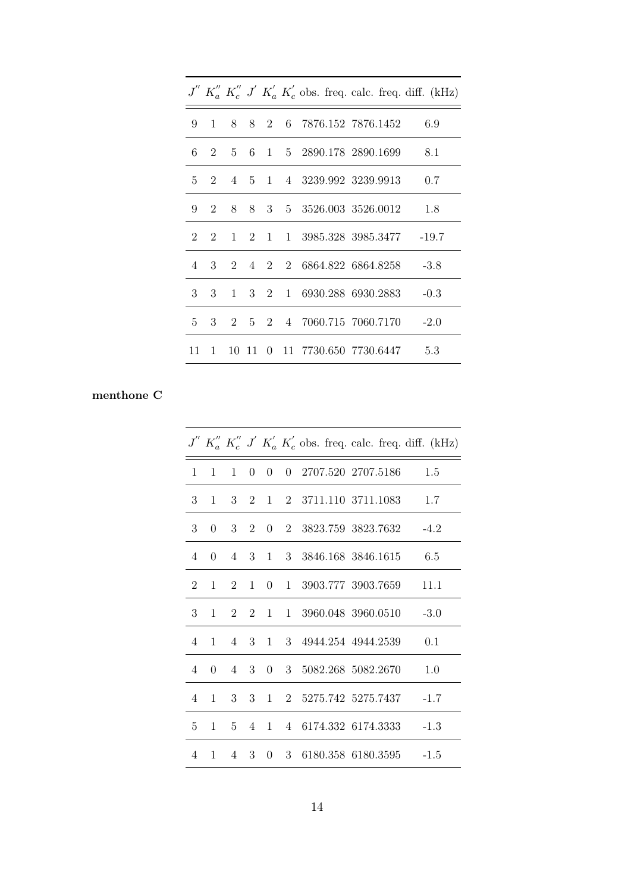| $J''$ | $K_a''$ | $K_c''$ | $J'$ | $K_a'$ | $K_c'$ | obs. freq. | calc. freq. | diff. (kHz) |
|---|---|---|---|---|---|---|---|---|
| 9 | 1 | 8 | 8 | 2 | 6 | 7876.152 | 7876.1452 | 6.9 |
| 6 | 2 | 5 | 6 | 1 | 5 | 2890.178 | 2890.1699 | 8.1 |
| 5 | 2 | 4 | 5 | 1 | 4 | 3239.992 | 3239.9913 | 0.7 |
| 9 | 2 | 8 | 8 | 3 | 5 | 3526.003 | 3526.0012 | 1.8 |
| 2 | 2 | 1 | 2 | 1 | 1 | 3985.328 | 3985.3477 | -19.7 |
| 4 | 3 | 2 | 4 | 2 | 2 | 6864.822 | 6864.8258 | -3.8 |
| 3 | 3 | 1 | 3 | 2 | 1 | 6930.288 | 6930.2883 | -0.3 |
| 5 | 3 | 2 | 5 | 2 | 4 | 7060.715 | 7060.7170 | -2.0 |
| 11 | 1 | 10 | 11 | 0 | 11 | 7730.650 | 7730.6447 | 5.3 |

**menthone C**

| $J''$ | $K_a''$ | $K_c''$ | $J'$ | $K_a'$ | $K_c'$ | obs. freq. | calc. freq. | diff. (kHz) |
|---|---|---|---|---|---|---|---|---|
| 1 | 1 | 1 | 0 | 0 | 0 | 2707.520 | 2707.5186 | 1.5 |
| 3 | 1 | 3 | 2 | 1 | 2 | 3711.110 | 3711.1083 | 1.7 |
| 3 | 0 | 3 | 2 | 0 | 2 | 3823.759 | 3823.7632 | -4.2 |
| 4 | 0 | 4 | 3 | 1 | 3 | 3846.168 | 3846.1615 | 6.5 |
| 2 | 1 | 2 | 1 | 0 | 1 | 3903.777 | 3903.7659 | 11.1 |
| 3 | 1 | 2 | 2 | 1 | 1 | 3960.048 | 3960.0510 | -3.0 |
| 4 | 1 | 4 | 3 | 1 | 3 | 4944.254 | 4944.2539 | 0.1 |
| 4 | 0 | 4 | 3 | 0 | 3 | 5082.268 | 5082.2670 | 1.0 |
| 4 | 1 | 3 | 3 | 1 | 2 | 5275.742 | 5275.7437 | -1.7 |
| 5 | 1 | 5 | 4 | 1 | 4 | 6174.332 | 6174.3333 | -1.3 |
| 4 | 1 | 4 | 3 | 0 | 3 | 6180.358 | 6180.3595 | -1.5 |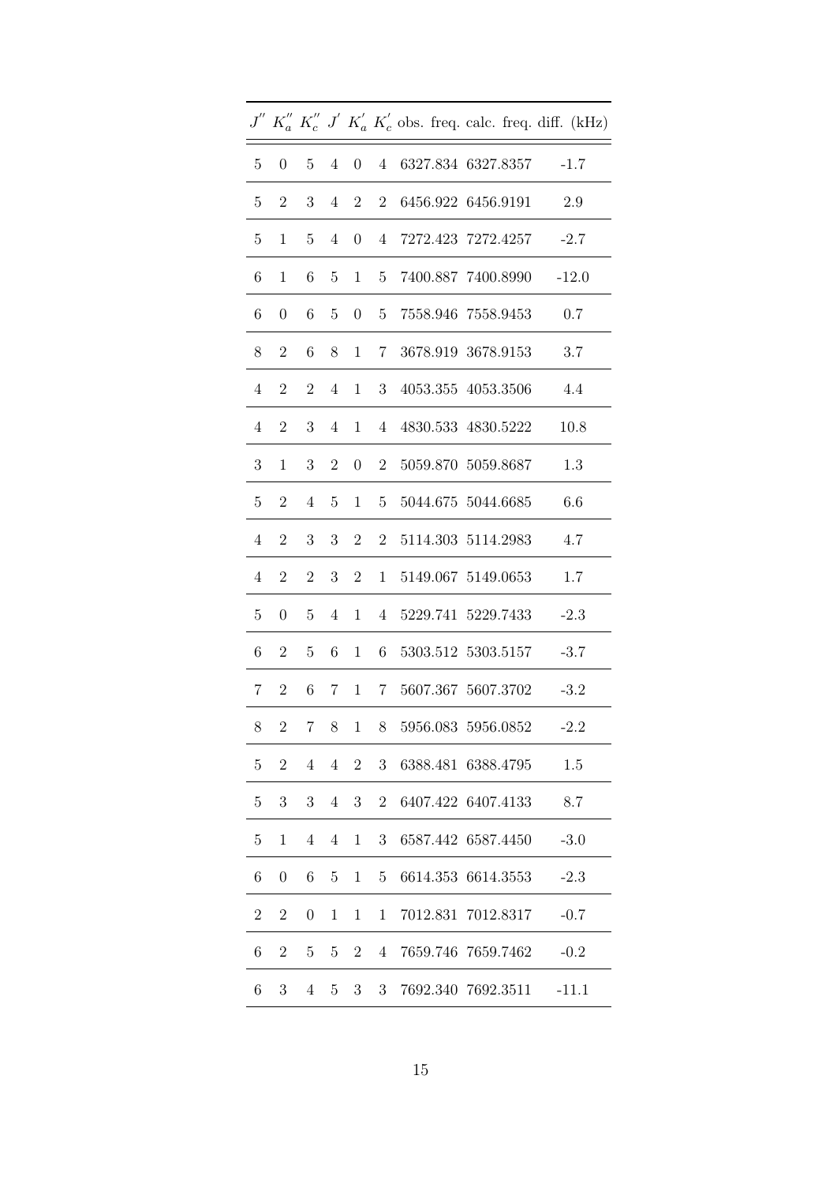| $J''$ | $K_a''$ | $K_c''$ | $J'$ | $K_a'$ | $K_c'$ | obs. freq. | calc. freq. | diff. (kHz) |
|---|---|---|---|---|---|---|---|---|
| 5 | 0 | 5 | 4 | 0 | 4 | 6327.834 | 6327.8357 | -1.7 |
| 5 | 2 | 3 | 4 | 2 | 2 | 6456.922 | 6456.9191 | 2.9 |
| 5 | 1 | 5 | 4 | 0 | 4 | 7272.423 | 7272.4257 | -2.7 |
| 6 | 1 | 6 | 5 | 1 | 5 | 7400.887 | 7400.8990 | -12.0 |
| 6 | 0 | 6 | 5 | 0 | 5 | 7558.946 | 7558.9453 | 0.7 |
| 8 | 2 | 6 | 8 | 1 | 7 | 3678.919 | 3678.9153 | 3.7 |
| 4 | 2 | 2 | 4 | 1 | 3 | 4053.355 | 4053.3506 | 4.4 |
| 4 | 2 | 3 | 4 | 1 | 4 | 4830.533 | 4830.5222 | 10.8 |
| 3 | 1 | 3 | 2 | 0 | 2 | 5059.870 | 5059.8687 | 1.3 |
| 5 | 2 | 4 | 5 | 1 | 5 | 5044.675 | 5044.6685 | 6.6 |
| 4 | 2 | 3 | 3 | 2 | 2 | 5114.303 | 5114.2983 | 4.7 |
| 4 | 2 | 2 | 3 | 2 | 1 | 5149.067 | 5149.0653 | 1.7 |
| 5 | 0 | 5 | 4 | 1 | 4 | 5229.741 | 5229.7433 | -2.3 |
| 6 | 2 | 5 | 6 | 1 | 6 | 5303.512 | 5303.5157 | -3.7 |
| 7 | 2 | 6 | 7 | 1 | 7 | 5607.367 | 5607.3702 | -3.2 |
| 8 | 2 | 7 | 8 | 1 | 8 | 5956.083 | 5956.0852 | -2.2 |
| 5 | 2 | 4 | 4 | 2 | 3 | 6388.481 | 6388.4795 | 1.5 |
| 5 | 3 | 3 | 4 | 3 | 2 | 6407.422 | 6407.4133 | 8.7 |
| 5 | 1 | 4 | 4 | 1 | 3 | 6587.442 | 6587.4450 | -3.0 |
| 6 | 0 | 6 | 5 | 1 | 5 | 6614.353 | 6614.3553 | -2.3 |
| 2 | 2 | 0 | 1 | 1 | 1 | 7012.831 | 7012.8317 | -0.7 |
| 6 | 2 | 5 | 5 | 2 | 4 | 7659.746 | 7659.7462 | -0.2 |
| 6 | 3 | 4 | 5 | 3 | 3 | 7692.340 | 7692.3511 | -11.1 |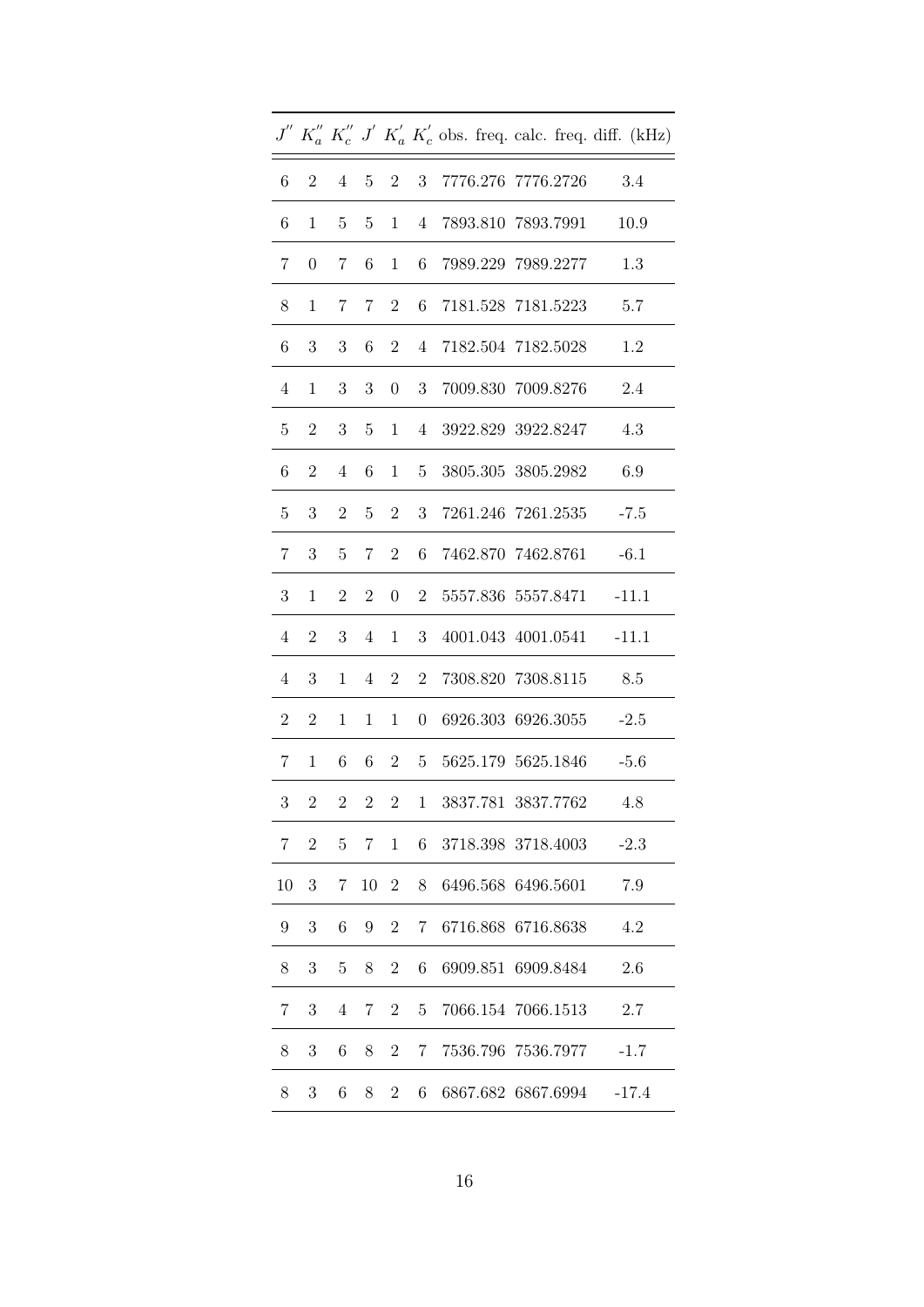| $J''$ | $K_a''$ | $K_c''$ | $J'$ | $K_a'$ | $K_c'$ | obs. freq. | calc. freq. | diff. (kHz) |
|---|---|---|---|---|---|---|---|---|
| 6 | 2 | 4 | 5 | 2 | 3 | 7776.276 | 7776.2726 | 3.4 |
| 6 | 1 | 5 | 5 | 1 | 4 | 7893.810 | 7893.7991 | 10.9 |
| 7 | 0 | 7 | 6 | 1 | 6 | 7989.229 | 7989.2277 | 1.3 |
| 8 | 1 | 7 | 7 | 2 | 6 | 7181.528 | 7181.5223 | 5.7 |
| 6 | 3 | 3 | 6 | 2 | 4 | 7182.504 | 7182.5028 | 1.2 |
| 4 | 1 | 3 | 3 | 0 | 3 | 7009.830 | 7009.8276 | 2.4 |
| 5 | 2 | 3 | 5 | 1 | 4 | 3922.829 | 3922.8247 | 4.3 |
| 6 | 2 | 4 | 6 | 1 | 5 | 3805.305 | 3805.2982 | 6.9 |
| 5 | 3 | 2 | 5 | 2 | 3 | 7261.246 | 7261.2535 | -7.5 |
| 7 | 3 | 5 | 7 | 2 | 6 | 7462.870 | 7462.8761 | -6.1 |
| 3 | 1 | 2 | 2 | 0 | 2 | 5557.836 | 5557.8471 | -11.1 |
| 4 | 2 | 3 | 4 | 1 | 3 | 4001.043 | 4001.0541 | -11.1 |
| 4 | 3 | 1 | 4 | 2 | 2 | 7308.820 | 7308.8115 | 8.5 |
| 2 | 2 | 1 | 1 | 1 | 0 | 6926.303 | 6926.3055 | -2.5 |
| 7 | 1 | 6 | 6 | 2 | 5 | 5625.179 | 5625.1846 | -5.6 |
| 3 | 2 | 2 | 2 | 2 | 1 | 3837.781 | 3837.7762 | 4.8 |
| 7 | 2 | 5 | 7 | 1 | 6 | 3718.398 | 3718.4003 | -2.3 |
| 10 | 3 | 7 | 10 | 2 | 8 | 6496.568 | 6496.5601 | 7.9 |
| 9 | 3 | 6 | 9 | 2 | 7 | 6716.868 | 6716.8638 | 4.2 |
| 8 | 3 | 5 | 8 | 2 | 6 | 6909.851 | 6909.8484 | 2.6 |
| 7 | 3 | 4 | 7 | 2 | 5 | 7066.154 | 7066.1513 | 2.7 |
| 8 | 3 | 6 | 8 | 2 | 7 | 7536.796 | 7536.7977 | -1.7 |
| 8 | 3 | 6 | 8 | 2 | 6 | 6867.682 | 6867.6994 | -17.4 |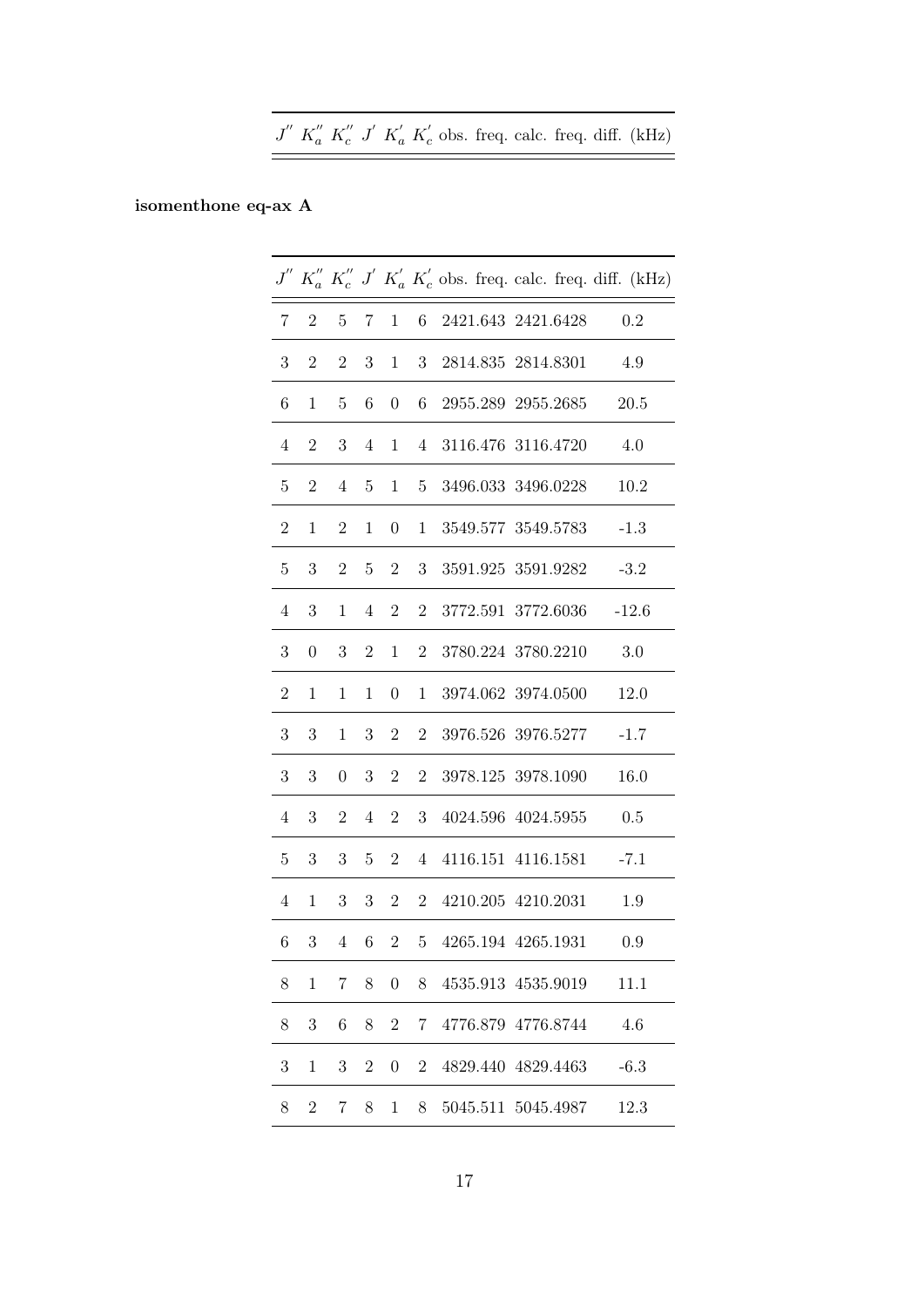| $J''$ | $K_a''$ | $K_c''$ | $J'$ | $K_a'$ | $K_c'$ | obs. freq. | calc. freq. | diff. (kHz) |
|---|---|---|---|---|---|---|---|---|

**isomenthone eq-ax A**

| $J''$ | $K_a''$ | $K_c''$ | $J'$ | $K_a'$ | $K_c'$ | obs. freq. | calc. freq. | diff. (kHz) |
|---|---|---|---|---|---|---|---|---|
| 7 | 2 | 5 | 7 | 1 | 6 | 2421.643 | 2421.6428 | 0.2 |
| 3 | 2 | 2 | 3 | 1 | 3 | 2814.835 | 2814.8301 | 4.9 |
| 6 | 1 | 5 | 6 | 0 | 6 | 2955.289 | 2955.2685 | 20.5 |
| 4 | 2 | 3 | 4 | 1 | 4 | 3116.476 | 3116.4720 | 4.0 |
| 5 | 2 | 4 | 5 | 1 | 5 | 3496.033 | 3496.0228 | 10.2 |
| 2 | 1 | 2 | 1 | 0 | 1 | 3549.577 | 3549.5783 | -1.3 |
| 5 | 3 | 2 | 5 | 2 | 3 | 3591.925 | 3591.9282 | -3.2 |
| 4 | 3 | 1 | 4 | 2 | 2 | 3772.591 | 3772.6036 | -12.6 |
| 3 | 0 | 3 | 2 | 1 | 2 | 3780.224 | 3780.2210 | 3.0 |
| 2 | 1 | 1 | 1 | 0 | 1 | 3974.062 | 3974.0500 | 12.0 |
| 3 | 3 | 1 | 3 | 2 | 2 | 3976.526 | 3976.5277 | -1.7 |
| 3 | 3 | 0 | 3 | 2 | 2 | 3978.125 | 3978.1090 | 16.0 |
| 4 | 3 | 2 | 4 | 2 | 3 | 4024.596 | 4024.5955 | 0.5 |
| 5 | 3 | 3 | 5 | 2 | 4 | 4116.151 | 4116.1581 | -7.1 |
| 4 | 1 | 3 | 3 | 2 | 2 | 4210.205 | 4210.2031 | 1.9 |
| 6 | 3 | 4 | 6 | 2 | 5 | 4265.194 | 4265.1931 | 0.9 |
| 8 | 1 | 7 | 8 | 0 | 8 | 4535.913 | 4535.9019 | 11.1 |
| 8 | 3 | 6 | 8 | 2 | 7 | 4776.879 | 4776.8744 | 4.6 |
| 3 | 1 | 3 | 2 | 0 | 2 | 4829.440 | 4829.4463 | -6.3 |
| 8 | 2 | 7 | 8 | 1 | 8 | 5045.511 | 5045.4987 | 12.3 |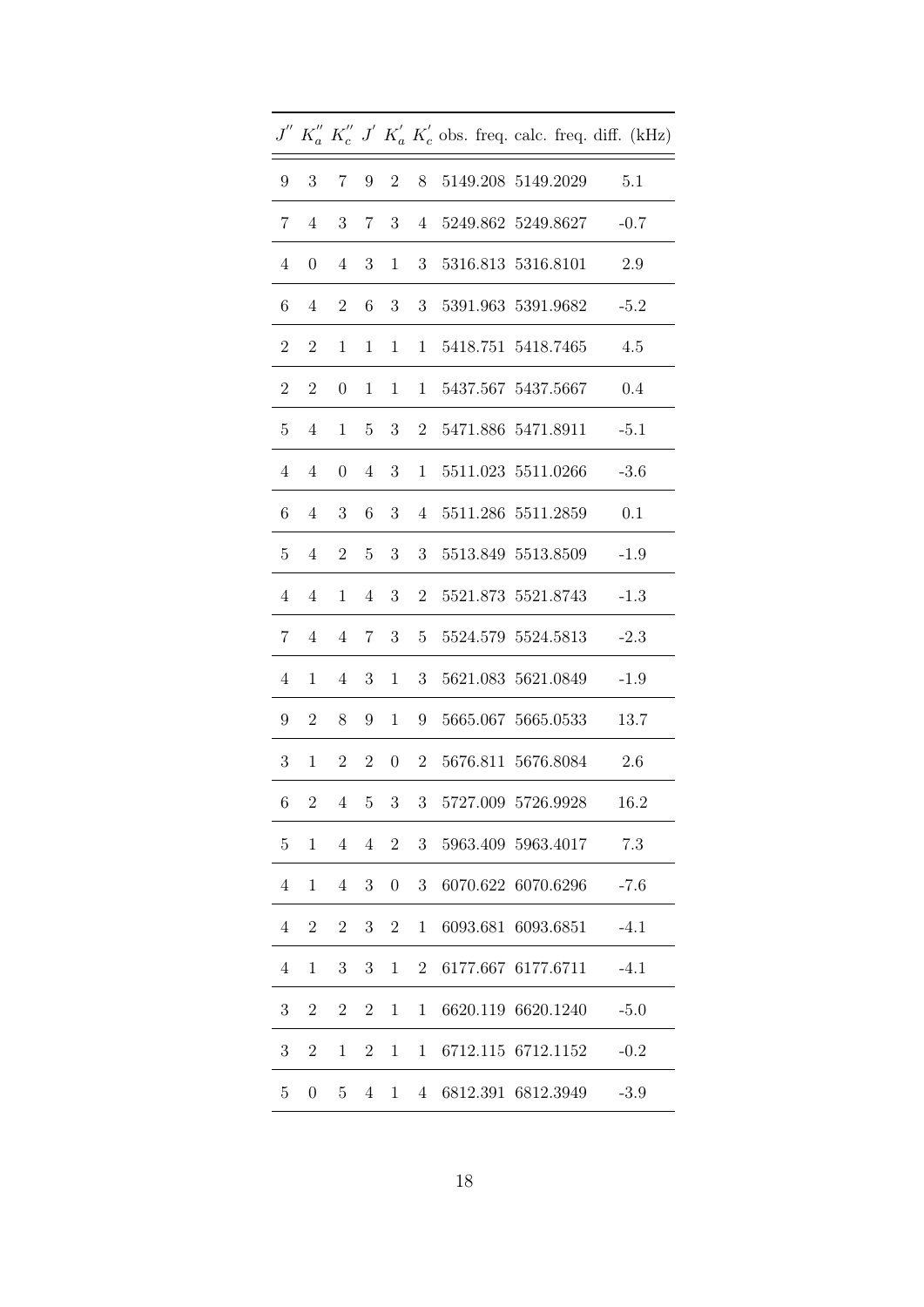| $J''$ | $K_a''$ | $K_c''$ | $J'$ | $K_a'$ | $K_c'$ | obs. freq. | calc. freq. | diff. (kHz) |
|---|---|---|---|---|---|---|---|---|
| 9 | 3 | 7 | 9 | 2 | 8 | 5149.208 | 5149.2029 | 5.1 |
| 7 | 4 | 3 | 7 | 3 | 4 | 5249.862 | 5249.8627 | -0.7 |
| 4 | 0 | 4 | 3 | 1 | 3 | 5316.813 | 5316.8101 | 2.9 |
| 6 | 4 | 2 | 6 | 3 | 3 | 5391.963 | 5391.9682 | -5.2 |
| 2 | 2 | 1 | 1 | 1 | 1 | 5418.751 | 5418.7465 | 4.5 |
| 2 | 2 | 0 | 1 | 1 | 1 | 5437.567 | 5437.5667 | 0.4 |
| 5 | 4 | 1 | 5 | 3 | 2 | 5471.886 | 5471.8911 | -5.1 |
| 4 | 4 | 0 | 4 | 3 | 1 | 5511.023 | 5511.0266 | -3.6 |
| 6 | 4 | 3 | 6 | 3 | 4 | 5511.286 | 5511.2859 | 0.1 |
| 5 | 4 | 2 | 5 | 3 | 3 | 5513.849 | 5513.8509 | -1.9 |
| 4 | 4 | 1 | 4 | 3 | 2 | 5521.873 | 5521.8743 | -1.3 |
| 7 | 4 | 4 | 7 | 3 | 5 | 5524.579 | 5524.5813 | -2.3 |
| 4 | 1 | 4 | 3 | 1 | 3 | 5621.083 | 5621.0849 | -1.9 |
| 9 | 2 | 8 | 9 | 1 | 9 | 5665.067 | 5665.0533 | 13.7 |
| 3 | 1 | 2 | 2 | 0 | 2 | 5676.811 | 5676.8084 | 2.6 |
| 6 | 2 | 4 | 5 | 3 | 3 | 5727.009 | 5726.9928 | 16.2 |
| 5 | 1 | 4 | 4 | 2 | 3 | 5963.409 | 5963.4017 | 7.3 |
| 4 | 1 | 4 | 3 | 0 | 3 | 6070.622 | 6070.6296 | -7.6 |
| 4 | 2 | 2 | 3 | 2 | 1 | 6093.681 | 6093.6851 | -4.1 |
| 4 | 1 | 3 | 3 | 1 | 2 | 6177.667 | 6177.6711 | -4.1 |
| 3 | 2 | 2 | 2 | 1 | 1 | 6620.119 | 6620.1240 | -5.0 |
| 3 | 2 | 1 | 2 | 1 | 1 | 6712.115 | 6712.1152 | -0.2 |
| 5 | 0 | 5 | 4 | 1 | 4 | 6812.391 | 6812.3949 | -3.9 |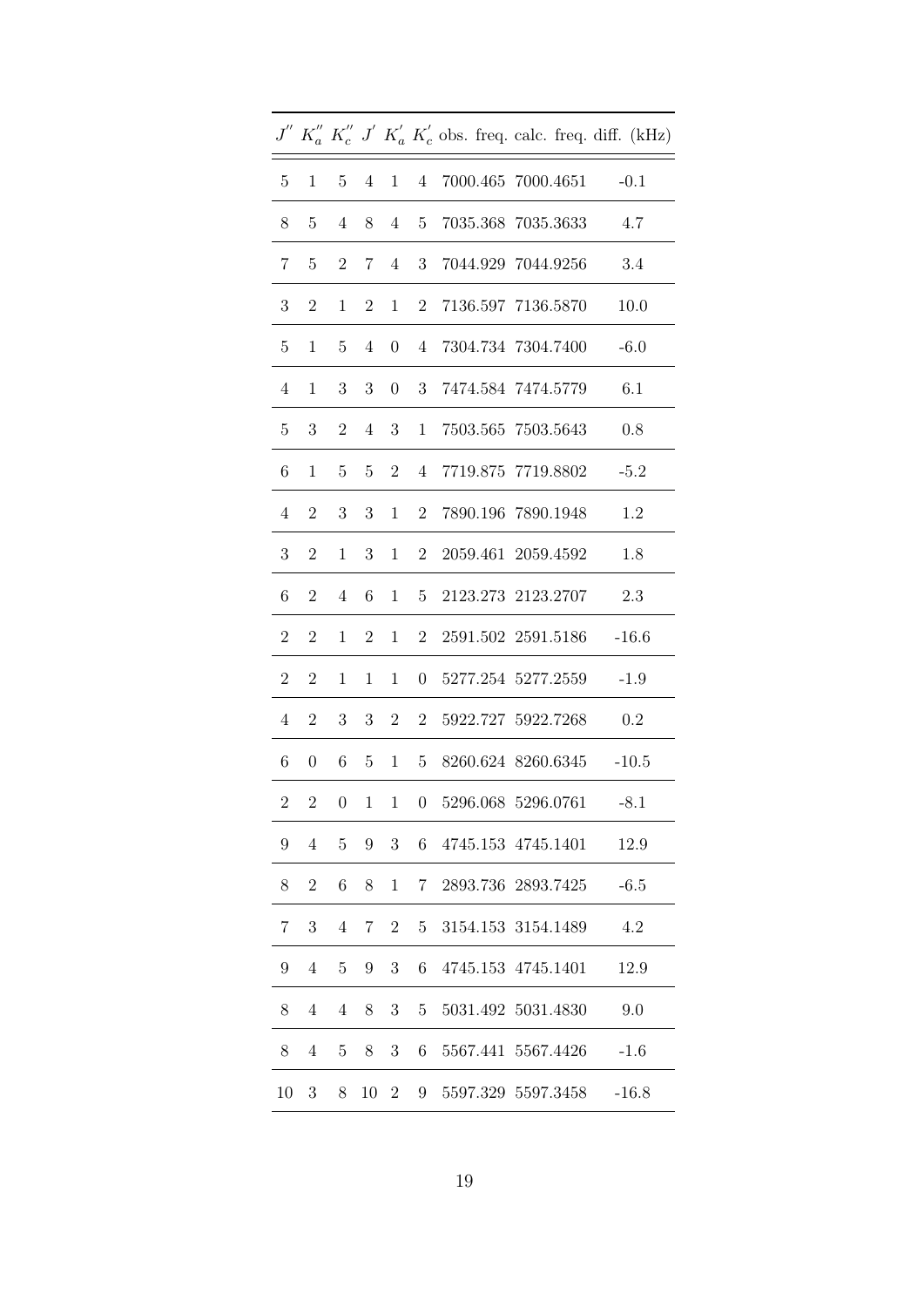| $J''$ | $K_a''$ | $K_c''$ | $J'$ | $K_a'$ | $K_c'$ | obs. freq. | calc. freq. | diff. (kHz) |
|---|---|---|---|---|---|---|---|---|
| 5 | 1 | 5 | 4 | 1 | 4 | 7000.465 | 7000.4651 | -0.1 |
| 8 | 5 | 4 | 8 | 4 | 5 | 7035.368 | 7035.3633 | 4.7 |
| 7 | 5 | 2 | 7 | 4 | 3 | 7044.929 | 7044.9256 | 3.4 |
| 3 | 2 | 1 | 2 | 1 | 2 | 7136.597 | 7136.5870 | 10.0 |
| 5 | 1 | 5 | 4 | 0 | 4 | 7304.734 | 7304.7400 | -6.0 |
| 4 | 1 | 3 | 3 | 0 | 3 | 7474.584 | 7474.5779 | 6.1 |
| 5 | 3 | 2 | 4 | 3 | 1 | 7503.565 | 7503.5643 | 0.8 |
| 6 | 1 | 5 | 5 | 2 | 4 | 7719.875 | 7719.8802 | -5.2 |
| 4 | 2 | 3 | 3 | 1 | 2 | 7890.196 | 7890.1948 | 1.2 |
| 3 | 2 | 1 | 3 | 1 | 2 | 2059.461 | 2059.4592 | 1.8 |
| 6 | 2 | 4 | 6 | 1 | 5 | 2123.273 | 2123.2707 | 2.3 |
| 2 | 2 | 1 | 2 | 1 | 2 | 2591.502 | 2591.5186 | -16.6 |
| 2 | 2 | 1 | 1 | 1 | 0 | 5277.254 | 5277.2559 | -1.9 |
| 4 | 2 | 3 | 3 | 2 | 2 | 5922.727 | 5922.7268 | 0.2 |
| 6 | 0 | 6 | 5 | 1 | 5 | 8260.624 | 8260.6345 | -10.5 |
| 2 | 2 | 0 | 1 | 1 | 0 | 5296.068 | 5296.0761 | -8.1 |
| 9 | 4 | 5 | 9 | 3 | 6 | 4745.153 | 4745.1401 | 12.9 |
| 8 | 2 | 6 | 8 | 1 | 7 | 2893.736 | 2893.7425 | -6.5 |
| 7 | 3 | 4 | 7 | 2 | 5 | 3154.153 | 3154.1489 | 4.2 |
| 9 | 4 | 5 | 9 | 3 | 6 | 4745.153 | 4745.1401 | 12.9 |
| 8 | 4 | 4 | 8 | 3 | 5 | 5031.492 | 5031.4830 | 9.0 |
| 8 | 4 | 5 | 8 | 3 | 6 | 5567.441 | 5567.4426 | -1.6 |
| 10 | 3 | 8 | 10 | 2 | 9 | 5597.329 | 5597.3458 | -16.8 |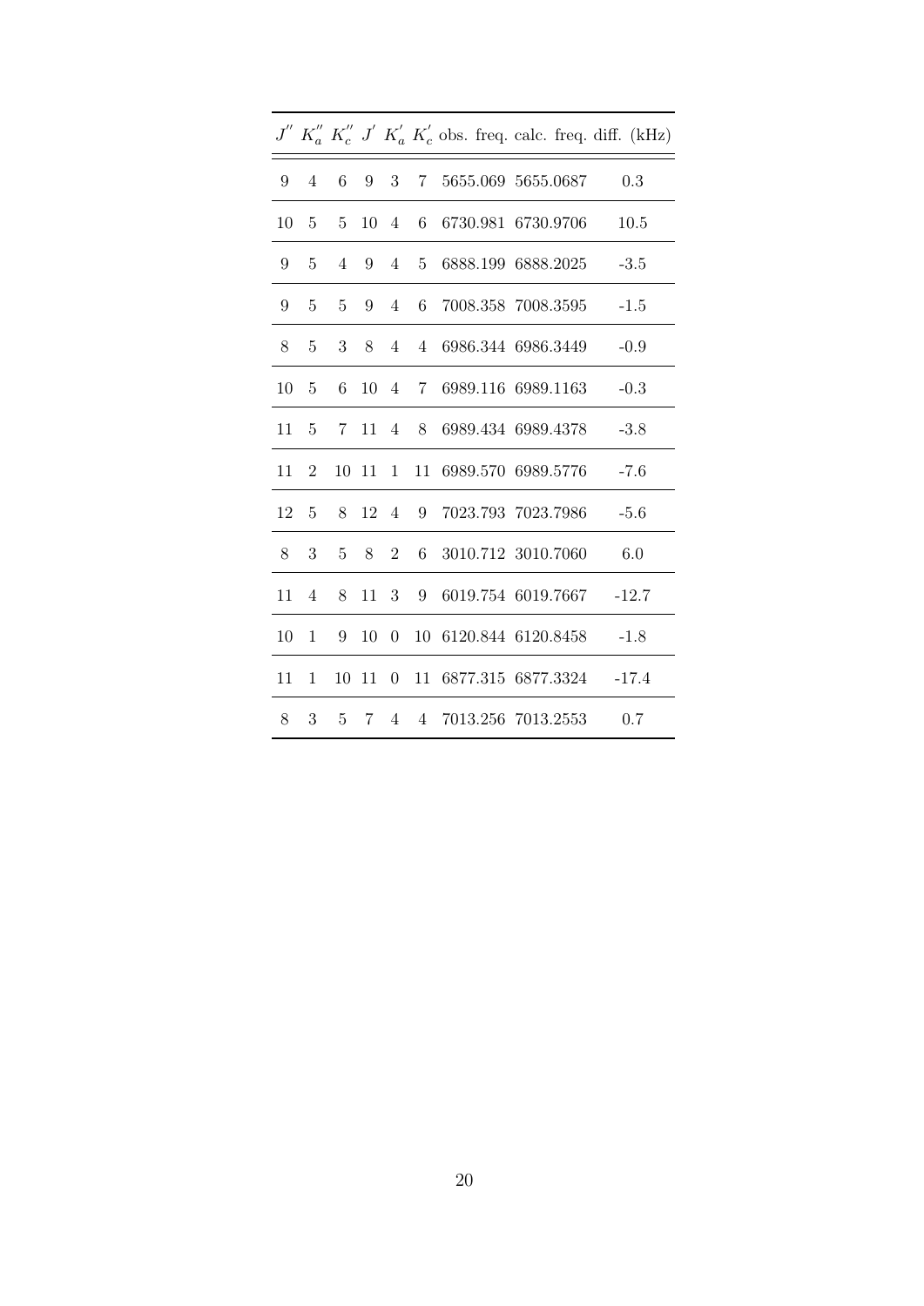| $J''$ | $K_a''$ | $K_c''$ | $J'$ | $K_a'$ | $K_c'$ | obs. freq. | calc. freq. | diff. (kHz) |
|---|---|---|---|---|---|---|---|---|
| 9 | 4 | 6 | 9 | 3 | 7 | 5655.069 | 5655.0687 | 0.3 |
| 10 | 5 | 5 | 10 | 4 | 6 | 6730.981 | 6730.9706 | 10.5 |
| 9 | 5 | 4 | 9 | 4 | 5 | 6888.199 | 6888.2025 | -3.5 |
| 9 | 5 | 5 | 9 | 4 | 6 | 7008.358 | 7008.3595 | -1.5 |
| 8 | 5 | 3 | 8 | 4 | 4 | 6986.344 | 6986.3449 | -0.9 |
| 10 | 5 | 6 | 10 | 4 | 7 | 6989.116 | 6989.1163 | -0.3 |
| 11 | 5 | 7 | 11 | 4 | 8 | 6989.434 | 6989.4378 | -3.8 |
| 11 | 2 | 10 | 11 | 1 | 11 | 6989.570 | 6989.5776 | -7.6 |
| 12 | 5 | 8 | 12 | 4 | 9 | 7023.793 | 7023.7986 | -5.6 |
| 8 | 3 | 5 | 8 | 2 | 6 | 3010.712 | 3010.7060 | 6.0 |
| 11 | 4 | 8 | 11 | 3 | 9 | 6019.754 | 6019.7667 | -12.7 |
| 10 | 1 | 9 | 10 | 0 | 10 | 6120.844 | 6120.8458 | -1.8 |
| 11 | 1 | 10 | 11 | 0 | 11 | 6877.315 | 6877.3324 | -17.4 |
| 8 | 3 | 5 | 7 | 4 | 4 | 7013.256 | 7013.2553 | 0.7 |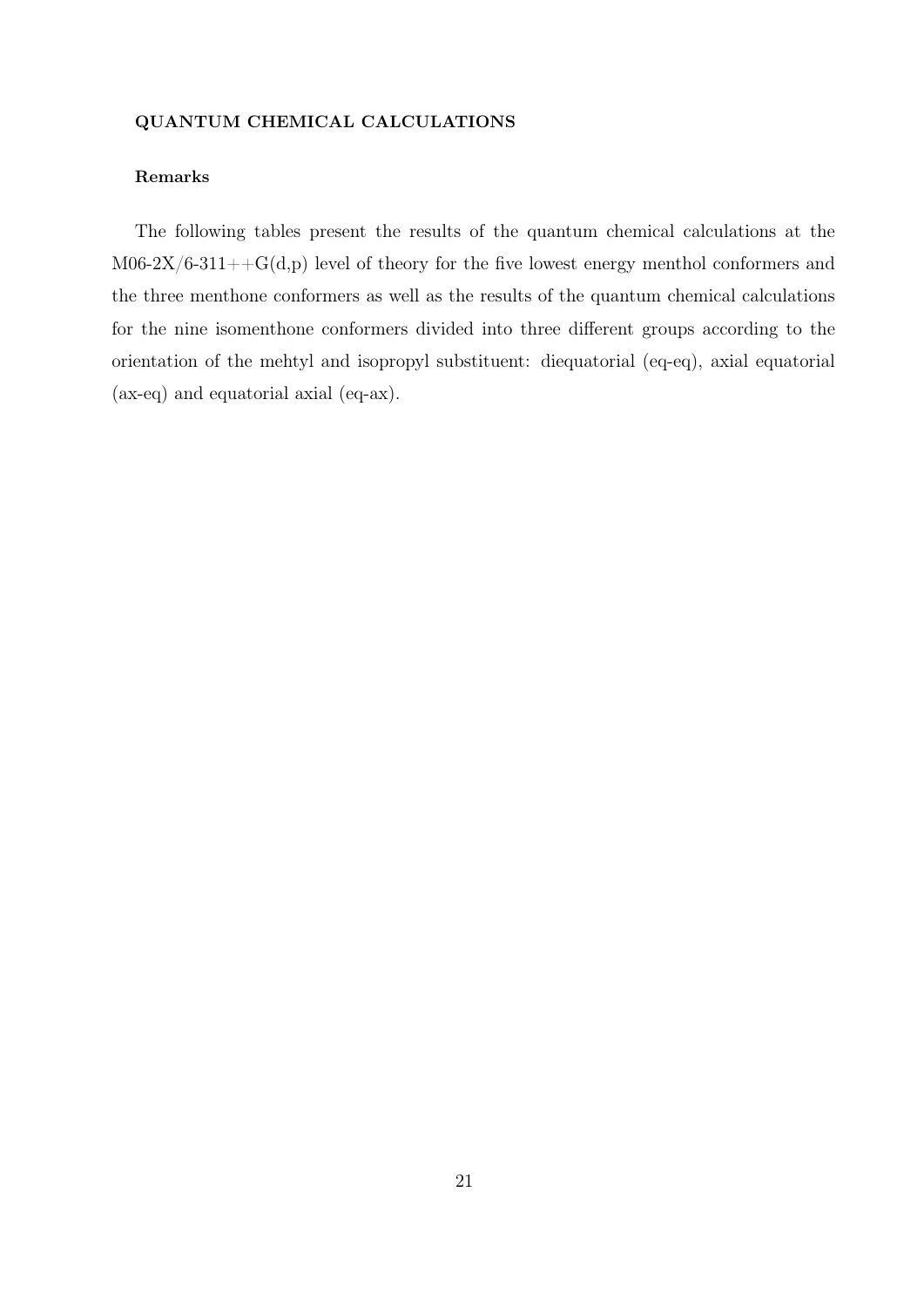## QUANTUM CHEMICAL CALCULATIONS

### Remarks

The following tables present the results of the quantum chemical calculations at the M06-2X/6-311++G(d,p) level of theory for the five lowest energy menthol conformers and the three menthone conformers as well as the results of the quantum chemical calculations for the nine isomenthone conformers divided into three different groups according to the orientation of the mehtyl and isopropyl substituent: diequatorial (eq-eq), axial equatorial (ax-eq) and equatorial axial (eq-ax).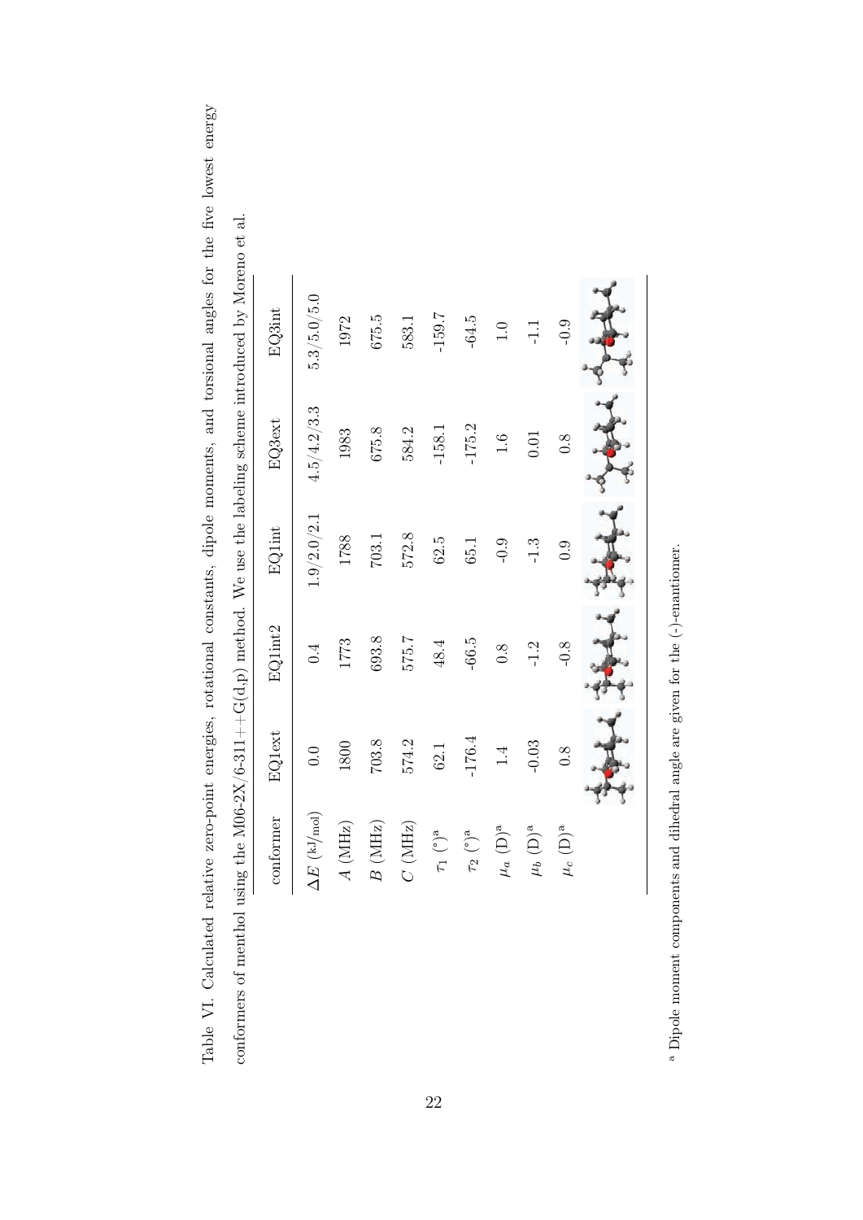Table VI. Calculated relative zero-point energies, rotational constants, dipole moments, and torsional angles for the five lowest energy conformers of menthol using the M06-2X/6-311++G(d,p) method. We use the labeling scheme introduced by Moreno et al.

| conformer | EQ1ext | EQ1int2 | EQ1int | EQ3ext | EQ3int |
|---|---|---|---|---|---|
| $\Delta E$ (kJ/mol) | 0.0 | 0.4 | 1.9/2.0/2.1 | 4.5/4.2/3.3 | 5.3/5.0/5.0 |
| $A$ (MHz) | 1800 | 1773 | 1788 | 1983 | 1972 |
| $B$ (MHz) | 703.8 | 693.8 | 703.1 | 675.8 | 675.5 |
| $C$ (MHz) | 574.2 | 575.7 | 572.8 | 584.2 | 583.1 |
| $\tau_1$ (°)[a] | 62.1 | 48.4 | 62.5 | -158.1 | -159.7 |
| $\tau_2$ (°)[a] | -176.4 | -66.5 | 65.1 | -175.2 | -64.5 |
| $\mu_a$ (D)[a] | 1.4 | 0.8 | -0.9 | 1.6 | 1.0 |
| $\mu_b$ (D)[a] | -0.03 | -1.2 | -1.3 | 0.01 | -1.1 |
| $\mu_c$ (D)[a] | 0.8 | -0.8 | 0.9 | 0.8 | -0.9 |

[a] Dipole moment components and dihedral angle are given for the (-)-enantiomer.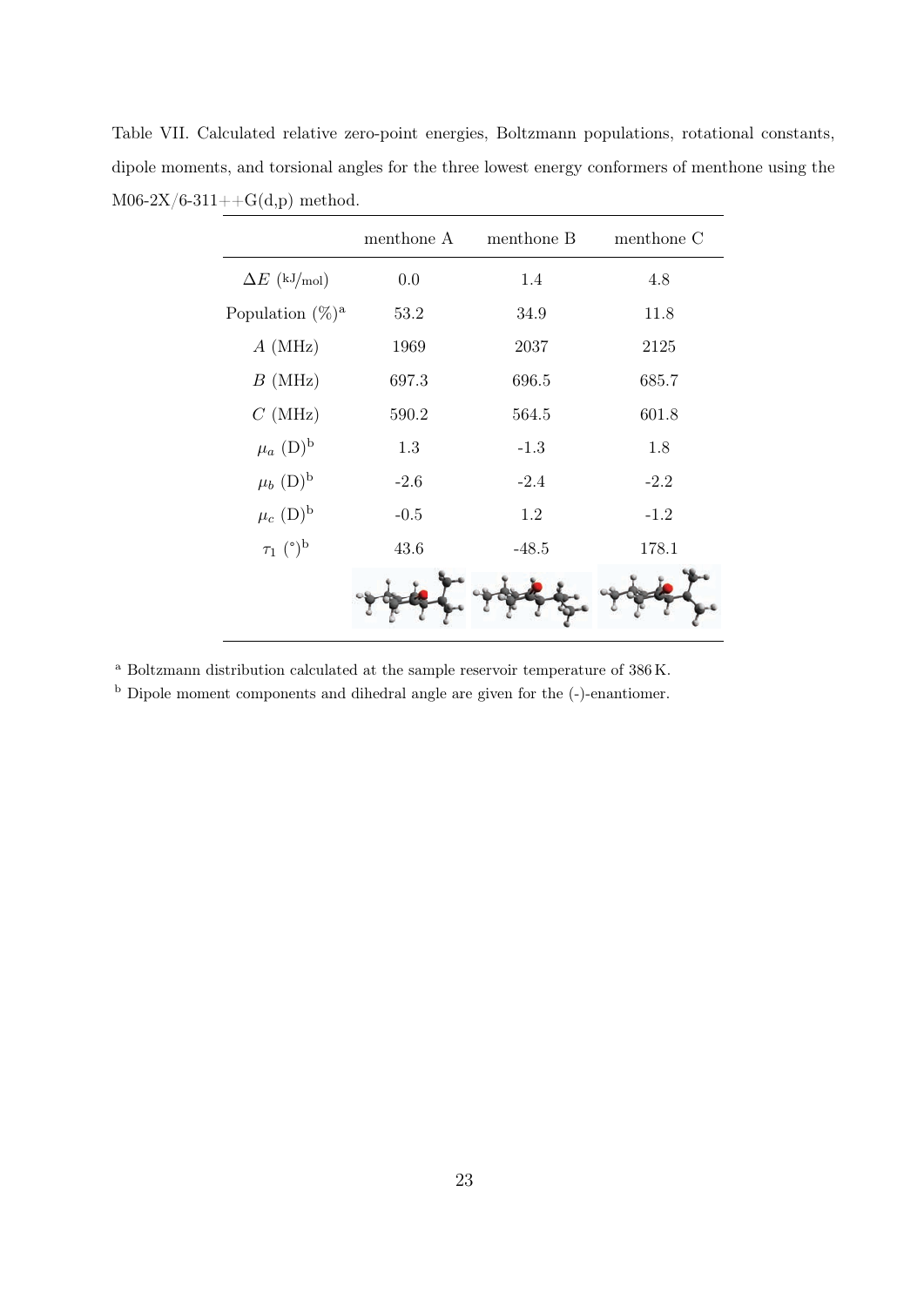Table VII. Calculated relative zero-point energies, Boltzmann populations, rotational constants, dipole moments, and torsional angles for the three lowest energy conformers of menthone using the M06-2X/6-311++G(d,p) method.

| | menthone A | menthone B | menthone C |
|---|---|---|---|
| $\Delta E$ (kJ/mol) | 0.0 | 1.4 | 4.8 |
| Population (%)[a] | 53.2 | 34.9 | 11.8 |
| $A$ (MHz) | 1969 | 2037 | 2125 |
| $B$ (MHz) | 697.3 | 696.5 | 685.7 |
| $C$ (MHz) | 590.2 | 564.5 | 601.8 |
| $\mu_a$ (D)[b] | 1.3 | -1.3 | 1.8 |
| $\mu_b$ (D)[b] | -2.6 | -2.4 | -2.2 |
| $\mu_c$ (D)[b] | -0.5 | 1.2 | -1.2 |
| $\tau_1$ (°)[b] | 43.6 | -48.5 | 178.1 |

[a] Boltzmann distribution calculated at the sample reservoir temperature of 386 K.

[b] Dipole moment components and dihedral angle are given for the (-)-enantiomer.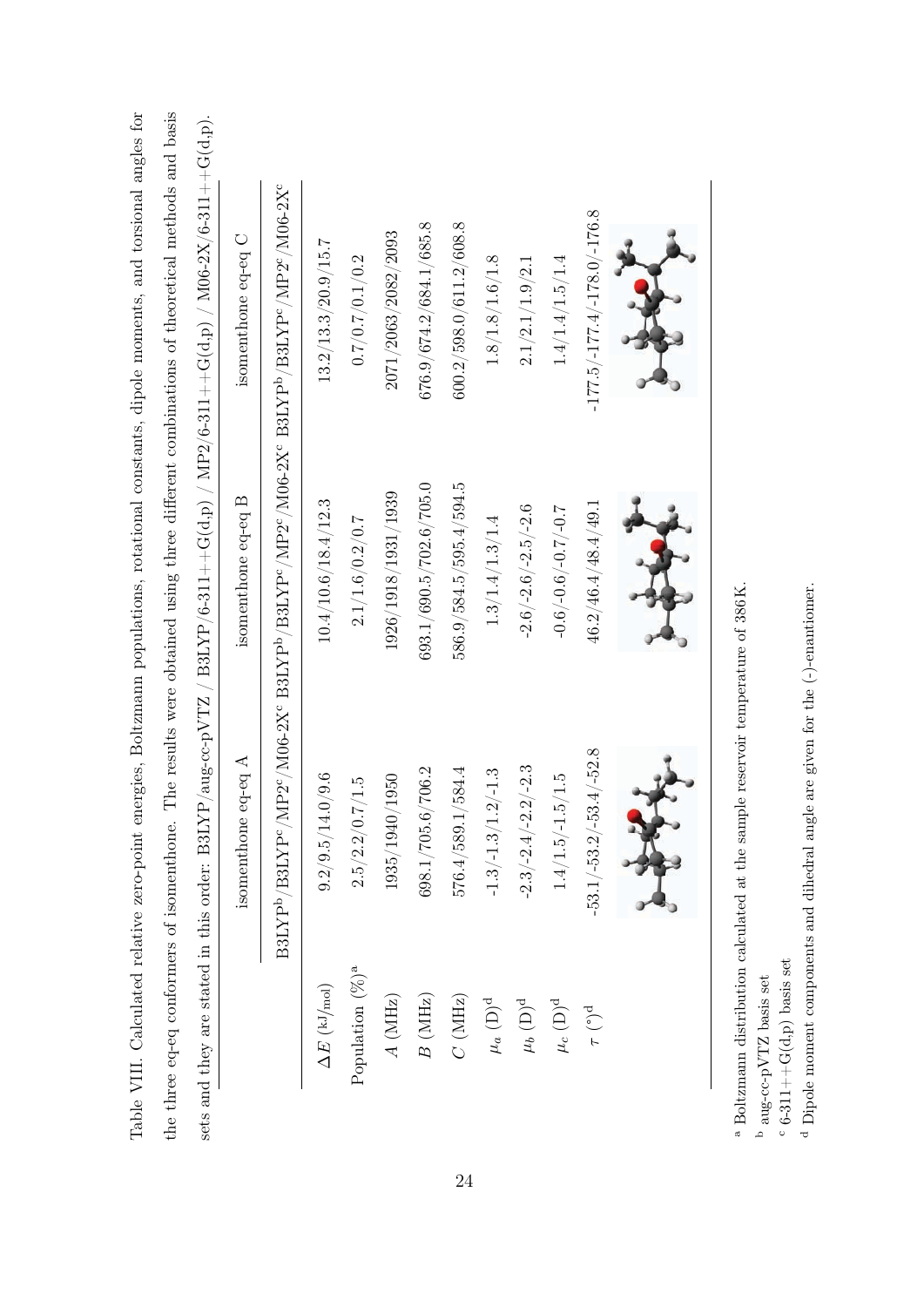Table VIII. Calculated relative zero-point energies, Boltzmann populations, rotational constants, dipole moments, and torsional angles for the three eq-eq conformers of isomenthone. The results were obtained using three different combinations of theoretical methods and basis sets and they are stated in this order: B3LYP/aug-cc-pVTZ / B3LYP/6-311++G(d,p) / MP2/6-311++G(d,p) / M06-2X/6-311++G(d,p).

| | isomenthone eq-eq A | isomenthone eq-eq B | isomenthone eq-eq C |
|---|---|---|---|
| | B3LYP[b]/B3LYP[c]/MP2[c]/M06-2X[c] | B3LYP[b]/B3LYP[c]/MP2[c]/M06-2X[c] | B3LYP[b]/B3LYP[c]/MP2[c]/M06-2X[c] |
| $\Delta E$ (kJ/mol) | 9.2/9.5/14.0/9.6 | 10.4/10.6/18.4/12.3 | 13.2/13.3/20.9/15.7 |
| Population (%)[a] | 2.5/2.2/0.7/1.5 | 2.1/1.6/0.2/0.7 | 0.7/0.7/0.1/0.2 |
| $A$ (MHz) | 1935/1940/1950 | 1926/1918/1931/1939 | 2071/2063/2082/2093 |
| $B$ (MHz) | 698.1/705.6/706.2 | 693.1/690.5/702.6/705.0 | 676.9/674.2/684.1/685.8 |
| $C$ (MHz) | 576.4/589.1/584.4 | 586.9/584.5/595.4/594.5 | 600.2/598.0/611.2/608.8 |
| $\mu_a$ (D)[d] | -1.3/-1.3/1.2/-1.3 | 1.3/1.4/1.3/1.4 | 1.8/1.8/1.6/1.8 |
| $\mu_b$ (D)[d] | -2.3/-2.4/-2.2/-2.3 | -2.6/-2.6/-2.5/-2.6 | 2.1/2.1/1.9/2.1 |
| $\mu_c$ (D)[d] | 1.4/1.5/-1.5/1.5 | -0.6/-0.6/-0.7/-0.7 | 1.4/1.4/1.5/1.4 |
| $\tau$ (°)[d] | -53.1/-53.2/-53.4/-52.8 | 46.2/46.4/48.4/49.1 | -177.5/-177.4/-178.0/-176.8 |

[a] Boltzmann distribution calculated at the sample reservoir temperature of 386 K.

[b] aug-cc-pVTZ basis set

[c] 6-311++G(d,p) basis set

[d] Dipole moment components and dihedral angle are given for the (-)-enantiomer.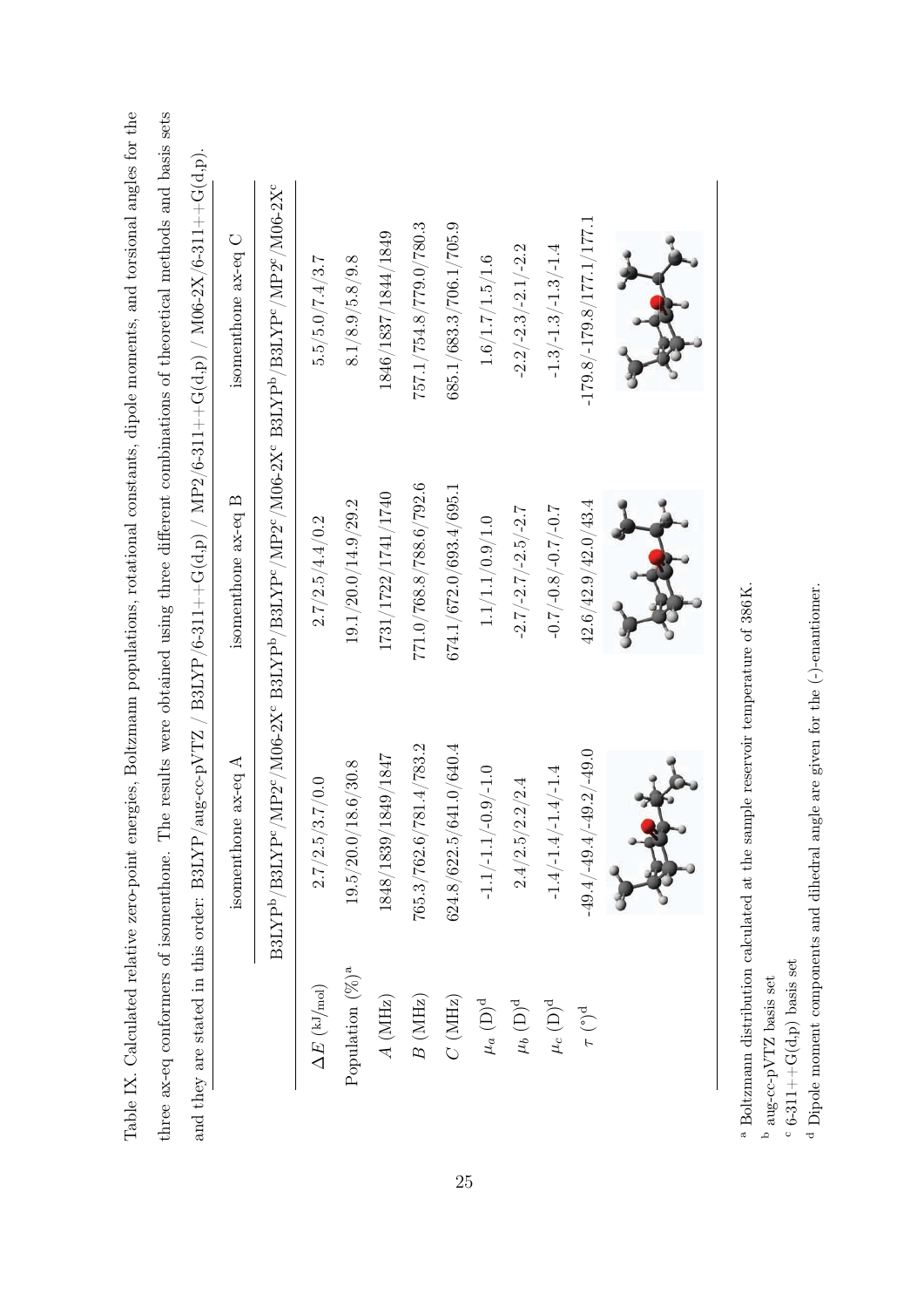Table IX. Calculated relative zero-point energies, Boltzmann populations, rotational constants, dipole moments, and torsional angles for the three ax-eq conformers of isomenthone. The results were obtained using three different combinations of theoretical methods and basis sets and they are stated in this order: B3LYP/aug-cc-pVTZ / B3LYP/6-311++G(d,p) / MP2/6-311++G(d,p) / M06-2X/6-311++G(d,p).

| | isomenthone ax-eq A | isomenthone ax-eq B | isomenthone ax-eq C |
|---|---|---|---|
| | B3LYP[b]/B3LYP[c]/MP2[c]/M06-2X[c] | B3LYP[b]/B3LYP[c]/MP2[c]/M06-2X[c] | B3LYP[b]/B3LYP[c]/MP2[c]/M06-2X[c] |
| $\Delta E$ (kJ/mol) | 2.7/2.5/3.7/0.0 | 2.7/2.5/4.4/0.2 | 5.5/5.0/7.4/3.7 |
| Population (%)[a] | 19.5/20.0/18.6/30.8 | 19.1/20.0/14.9/29.2 | 8.1/8.9/5.8/9.8 |
| $A$ (MHz) | 1848/1839/1849/1847 | 1731/1722/1741/1740 | 1846/1837/1844/1849 |
| $B$ (MHz) | 765.3/762.6/781.4/783.2 | 771.0/768.8/788.6/792.6 | 757.1/754.8/779.0/780.3 |
| $C$ (MHz) | 624.8/622.5/641.0/640.4 | 674.1/672.0/693.4/695.1 | 685.1/683.3/706.1/705.9 |
| $\mu_a$ (D)[d] | -1.1/-1.1/-0.9/-1.0 | 1.1/1.1/0.9/1.0 | 1.6/1.7/1.5/1.6 |
| $\mu_b$ (D)[d] | 2.4/2.5/2.2/2.4 | -2.7/-2.7/-2.5/-2.7 | -2.2/-2.3/-2.1/-2.2 |
| $\mu_c$ (D)[d] | -1.4/-1.4/-1.4/-1.4 | -0.7/-0.8/-0.7/-0.7 | -1.3/-1.3/-1.3/-1.4 |
| $\tau$ (°)[d] | -49.4/-49.4/-49.2/-49.0 | 42.6/42.9/42.0/43.4 | -179.8/-179.8/177.1/177.1 |

[a] Boltzmann distribution calculated at the sample reservoir temperature of 386 K.

[b] aug-cc-pVTZ basis set

[c] 6-311++G(d,p) basis set

[d] Dipole moment components and dihedral angle are given for the (-)-enantiomer.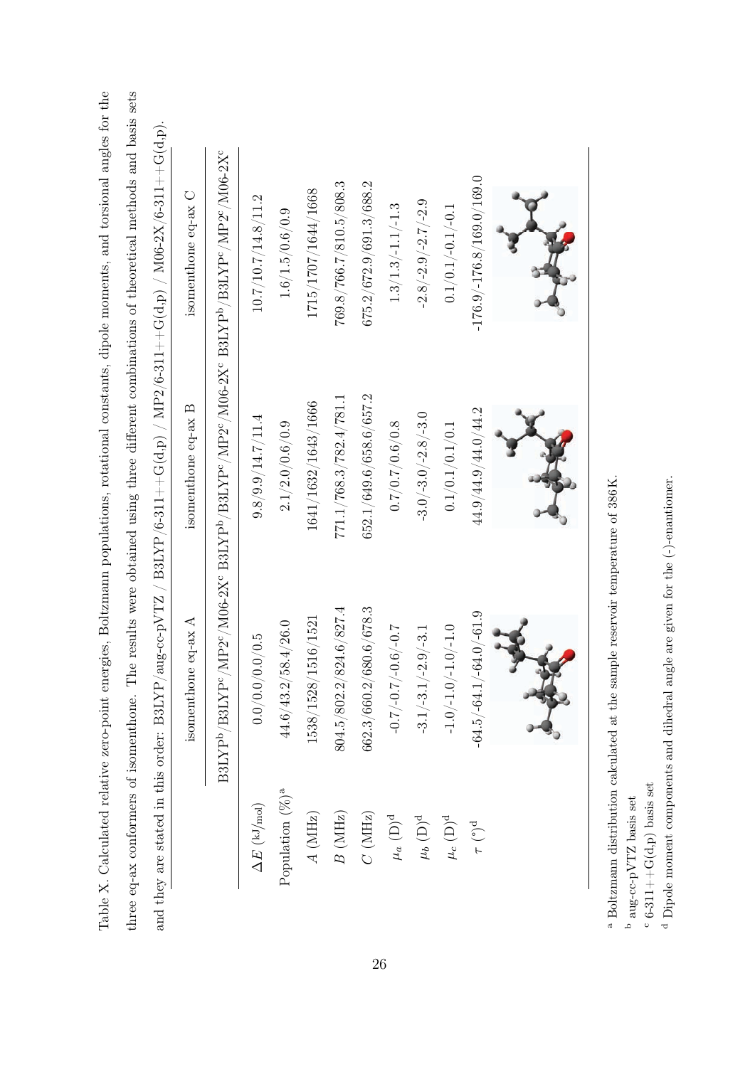Table X. Calculated relative zero-point energies, Boltzmann populations, rotational constants, dipole moments, and torsional angles for the three eq-ax conformers of isomenthone. The results were obtained using three different combinations of theoretical methods and basis sets and they are stated in this order: B3LYP/aug-cc-pVTZ / B3LYP/6-311++G(d,p) / MP2/6-311++G(d,p) / M06-2X/6-311++G(d,p).

| | isomenthone eq-ax A | isomenthone eq-ax B | isomenthone eq-ax C |
|---|---|---|---|
| | B3LYP[b]/B3LYP[c]/MP2[c]/M06-2X[c] | B3LYP[b]/B3LYP[c]/MP2[c]/M06-2X[c] | B3LYP[b]/B3LYP[c]/MP2[c]/M06-2X[c] |
| $\Delta E$ ($^{kJ}/_{mol}$) | 0.0/0.0/0.0/0.5 | 9.8/9.9/14.7/11.4 | 10.7/10.7/14.8/11.2 |
| Population (%)[a] | 44.6/43.2/58.4/26.0 | 2.1/2.0/0.6/0.9 | 1.6/1.5/0.6/0.9 |
| $A$ (MHz) | 1538/1528/1516/1521 | 1641/1632/1643/1666 | 1715/1707/1644/1668 |
| $B$ (MHz) | 804.5/802.2/824.6/827.4 | 771.1/768.3/782.4/781.1 | 769.8/766.7/810.5/808.3 |
| $C$ (MHz) | 662.3/660.2/680.6/678.3 | 652.1/649.6/658.6/657.2 | 675.2/672.9/691.3/688.2 |
| $\mu_a$ (D)[d] | -0.7/-0.7/-0.6/-0.7 | 0.7/0.7/0.6/0.8 | 1.3/1.3/-1.1/-1.3 |
| $\mu_b$ (D)[d] | -3.1/-3.1/-2.9/-3.1 | -3.0/-3.0/-2.8/-3.0 | -2.8/-2.9/-2.7/-2.9 |
| $\mu_c$ (D)[d] | -1.0/-1.0/-1.0/-1.0 | 0.1/0.1/0.1/0.1 | 0.1/0.1/-0.1/-0.1 |
| $\tau$ (°)[d] | -64.5/-64.1/-64.0/-61.9 | 44.9/44.9/44.0/44.2 | -176.9/-176.8/169.0/169.0 |

[a] Boltzmann distribution calculated at the sample reservoir temperature of 386K.

[b] aug-cc-pVTZ basis set

[c] 6-311++G(d,p) basis set

[d] Dipole moment components and dihedral angle are given for the (-)-enantiomer.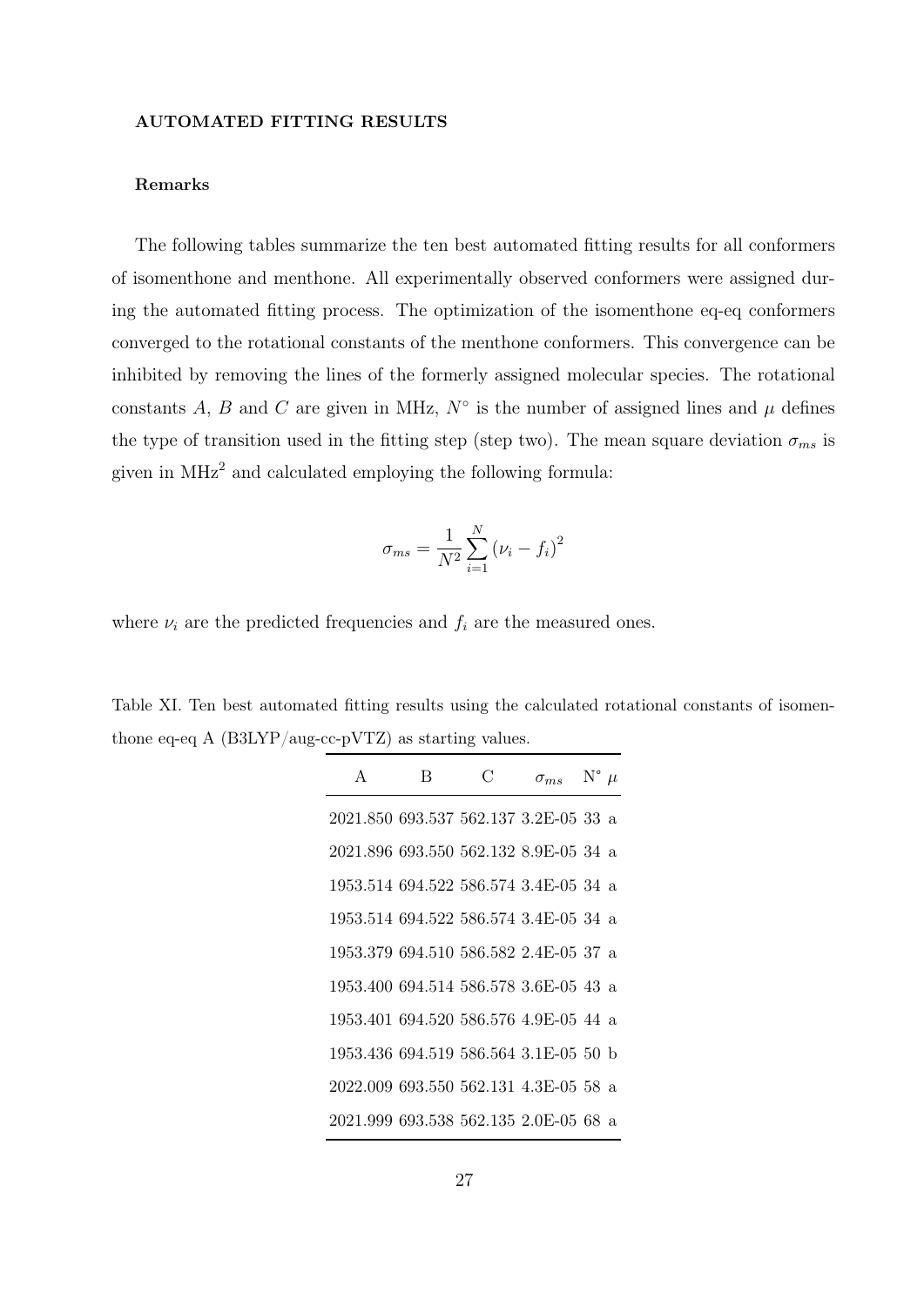### AUTOMATED FITTING RESULTS

#### Remarks

The following tables summarize the ten best automated fitting results for all conformers of isomenthone and menthone. All experimentally observed conformers were assigned during the automated fitting process. The optimization of the isomenthone eq-eq conformers converged to the rotational constants of the menthone conformers. This convergence can be inhibited by removing the lines of the formerly assigned molecular species. The rotational constants $A$, $B$ and $C$ are given in MHz, $N^{\circ}$ is the number of assigned lines and $\mu$ defines the type of transition used in the fitting step (step two). The mean square deviation $\sigma_{ms}$ is given in MHz$^2$ and calculated employing the following formula:

$$\sigma_{ms} = \frac{1}{N^2} \sum_{i=1}^{N} (\nu_i - f_i)^2$$

where $\nu_i$ are the predicted frequencies and $f_i$ are the measured ones.

Table XI. Ten best automated fitting results using the calculated rotational constants of isomenthone eq-eq A (B3LYP/aug-cc-pVTZ) as starting values.

| A | B | C | $\sigma_{ms}$ | N° | $\mu$ |
|---|---|---|---|---|---|
| 2021.850 | 693.537 | 562.137 | 3.2E-05 | 33 | a |
| 2021.896 | 693.550 | 562.132 | 8.9E-05 | 34 | a |
| 1953.514 | 694.522 | 586.574 | 3.4E-05 | 34 | a |
| 1953.514 | 694.522 | 586.574 | 3.4E-05 | 34 | a |
| 1953.379 | 694.510 | 586.582 | 2.4E-05 | 37 | a |
| 1953.400 | 694.514 | 586.578 | 3.6E-05 | 43 | a |
| 1953.401 | 694.520 | 586.576 | 4.9E-05 | 44 | a |
| 1953.436 | 694.519 | 586.564 | 3.1E-05 | 50 | b |
| 2022.009 | 693.550 | 562.131 | 4.3E-05 | 58 | a |
| 2021.999 | 693.538 | 562.135 | 2.0E-05 | 68 | a |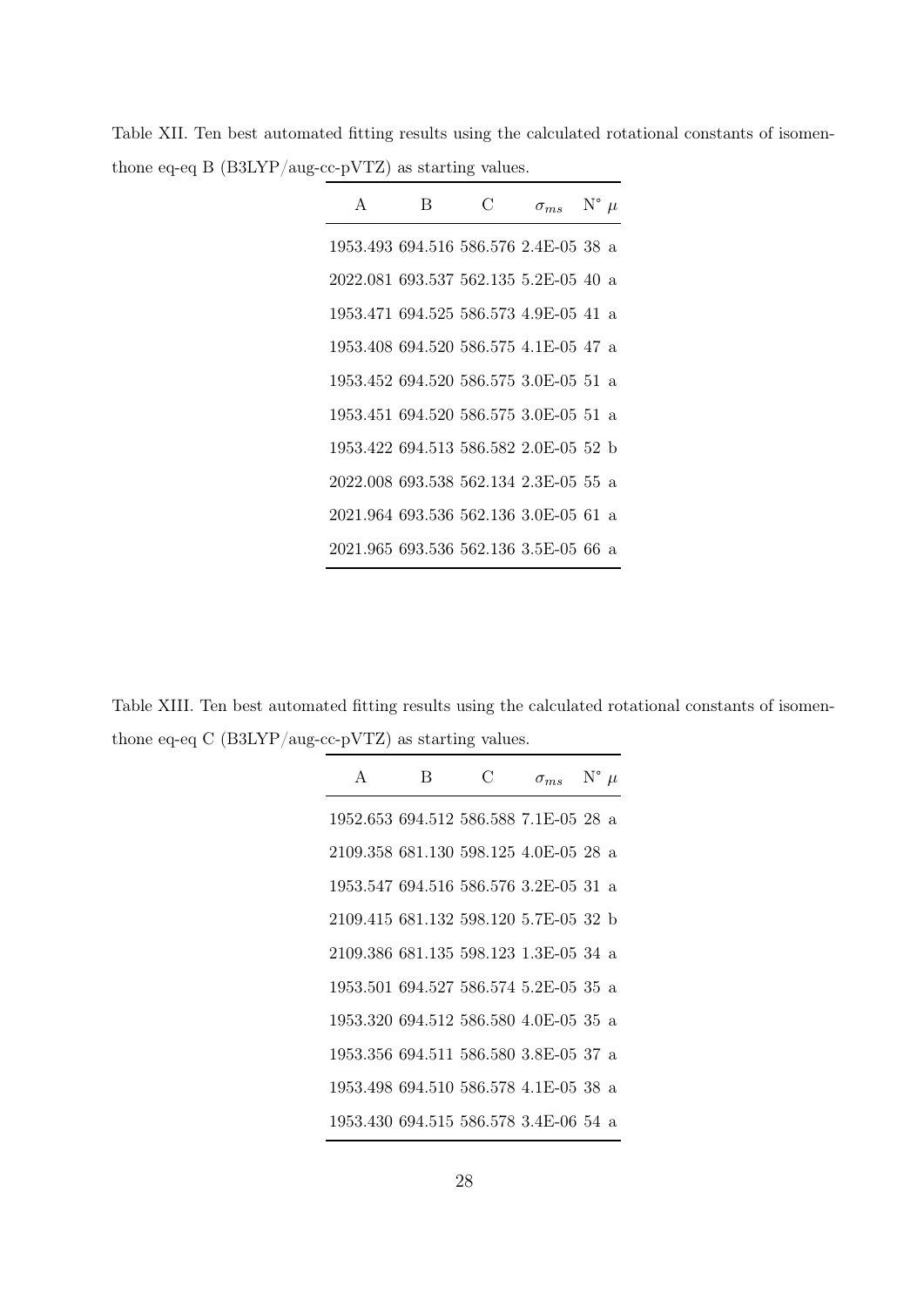Table XII. Ten best automated fitting results using the calculated rotational constants of isomenthone eq-eq B (B3LYP/aug-cc-pVTZ) as starting values.

| A | B | C | $\sigma_{ms}$ | N° | $\mu$ |
|---|---|---|---|---|---|
| 1953.493 | 694.516 | 586.576 | 2.4E-05 | 38 | a |
| 2022.081 | 693.537 | 562.135 | 5.2E-05 | 40 | a |
| 1953.471 | 694.525 | 586.573 | 4.9E-05 | 41 | a |
| 1953.408 | 694.520 | 586.575 | 4.1E-05 | 47 | a |
| 1953.452 | 694.520 | 586.575 | 3.0E-05 | 51 | a |
| 1953.451 | 694.520 | 586.575 | 3.0E-05 | 51 | a |
| 1953.422 | 694.513 | 586.582 | 2.0E-05 | 52 | b |
| 2022.008 | 693.538 | 562.134 | 2.3E-05 | 55 | a |
| 2021.964 | 693.536 | 562.136 | 3.0E-05 | 61 | a |
| 2021.965 | 693.536 | 562.136 | 3.5E-05 | 66 | a |

Table XIII. Ten best automated fitting results using the calculated rotational constants of isomenthone eq-eq C (B3LYP/aug-cc-pVTZ) as starting values.

| A | B | C | $\sigma_{ms}$ | N° | $\mu$ |
|---|---|---|---|---|---|
| 1952.653 | 694.512 | 586.588 | 7.1E-05 | 28 | a |
| 2109.358 | 681.130 | 598.125 | 4.0E-05 | 28 | a |
| 1953.547 | 694.516 | 586.576 | 3.2E-05 | 31 | a |
| 2109.415 | 681.132 | 598.120 | 5.7E-05 | 32 | b |
| 2109.386 | 681.135 | 598.123 | 1.3E-05 | 34 | a |
| 1953.501 | 694.527 | 586.574 | 5.2E-05 | 35 | a |
| 1953.320 | 694.512 | 586.580 | 4.0E-05 | 35 | a |
| 1953.356 | 694.511 | 586.580 | 3.8E-05 | 37 | a |
| 1953.498 | 694.510 | 586.578 | 4.1E-05 | 38 | a |
| 1953.430 | 694.515 | 586.578 | 3.4E-06 | 54 | a |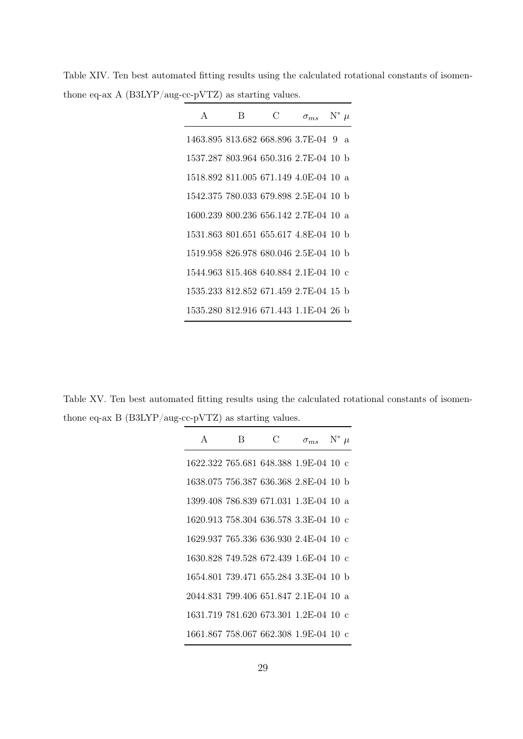Table XIV. Ten best automated fitting results using the calculated rotational constants of isomenthone eq-ax A (B3LYP/aug-cc-pVTZ) as starting values.

| A | B | C | $\sigma_{ms}$ | N° | $\mu$ |
|---|---|---|---|---|---|
| 1463.895 | 813.682 | 668.896 | 3.7E-04 | 9 | a |
| 1537.287 | 803.964 | 650.316 | 2.7E-04 | 10 | b |
| 1518.892 | 811.005 | 671.149 | 4.0E-04 | 10 | a |
| 1542.375 | 780.033 | 679.898 | 2.5E-04 | 10 | b |
| 1600.239 | 800.236 | 656.142 | 2.7E-04 | 10 | a |
| 1531.863 | 801.651 | 655.617 | 4.8E-04 | 10 | b |
| 1519.958 | 826.978 | 680.046 | 2.5E-04 | 10 | b |
| 1544.963 | 815.468 | 640.884 | 2.1E-04 | 10 | c |
| 1535.233 | 812.852 | 671.459 | 2.7E-04 | 15 | b |
| 1535.280 | 812.916 | 671.443 | 1.1E-04 | 26 | b |

Table XV. Ten best automated fitting results using the calculated rotational constants of isomenthone eq-ax B (B3LYP/aug-cc-pVTZ) as starting values.

| A | B | C | $\sigma_{ms}$ | N° | $\mu$ |
|---|---|---|---|---|---|
| 1622.322 | 765.681 | 648.388 | 1.9E-04 | 10 | c |
| 1638.075 | 756.387 | 636.368 | 2.8E-04 | 10 | b |
| 1399.408 | 786.839 | 671.031 | 1.3E-04 | 10 | a |
| 1620.913 | 758.304 | 636.578 | 3.3E-04 | 10 | c |
| 1629.937 | 765.336 | 636.930 | 2.4E-04 | 10 | c |
| 1630.828 | 749.528 | 672.439 | 1.6E-04 | 10 | c |
| 1654.801 | 739.471 | 655.284 | 3.3E-04 | 10 | b |
| 2044.831 | 799.406 | 651.847 | 2.1E-04 | 10 | a |
| 1631.719 | 781.620 | 673.301 | 1.2E-04 | 10 | c |
| 1661.867 | 758.067 | 662.308 | 1.9E-04 | 10 | c |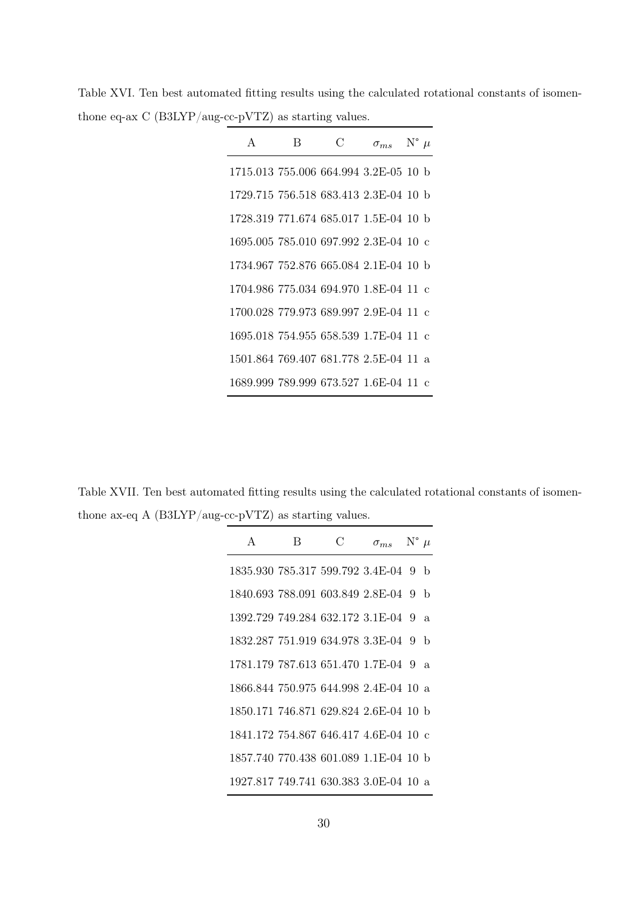Table XVI. Ten best automated fitting results using the calculated rotational constants of isomenthone eq-ax C (B3LYP/aug-cc-pVTZ) as starting values.

| A | B | C | $\sigma_{ms}$ | N° | $\mu$ |
|---|---|---|---|---|---|
| 1715.013 | 755.006 | 664.994 | 3.2E-05 | 10 | b |
| 1729.715 | 756.518 | 683.413 | 2.3E-04 | 10 | b |
| 1728.319 | 771.674 | 685.017 | 1.5E-04 | 10 | b |
| 1695.005 | 785.010 | 697.992 | 2.3E-04 | 10 | c |
| 1734.967 | 752.876 | 665.084 | 2.1E-04 | 10 | b |
| 1704.986 | 775.034 | 694.970 | 1.8E-04 | 11 | c |
| 1700.028 | 779.973 | 689.997 | 2.9E-04 | 11 | c |
| 1695.018 | 754.955 | 658.539 | 1.7E-04 | 11 | c |
| 1501.864 | 769.407 | 681.778 | 2.5E-04 | 11 | a |
| 1689.999 | 789.999 | 673.527 | 1.6E-04 | 11 | c |

Table XVII. Ten best automated fitting results using the calculated rotational constants of isomenthone ax-eq A (B3LYP/aug-cc-pVTZ) as starting values.

| A | B | C | $\sigma_{ms}$ | N° | $\mu$ |
|---|---|---|---|---|---|
| 1835.930 | 785.317 | 599.792 | 3.4E-04 | 9 | b |
| 1840.693 | 788.091 | 603.849 | 2.8E-04 | 9 | b |
| 1392.729 | 749.284 | 632.172 | 3.1E-04 | 9 | a |
| 1832.287 | 751.919 | 634.978 | 3.3E-04 | 9 | b |
| 1781.179 | 787.613 | 651.470 | 1.7E-04 | 9 | a |
| 1866.844 | 750.975 | 644.998 | 2.4E-04 | 10 | a |
| 1850.171 | 746.871 | 629.824 | 2.6E-04 | 10 | b |
| 1841.172 | 754.867 | 646.417 | 4.6E-04 | 10 | c |
| 1857.740 | 770.438 | 601.089 | 1.1E-04 | 10 | b |
| 1927.817 | 749.741 | 630.383 | 3.0E-04 | 10 | a |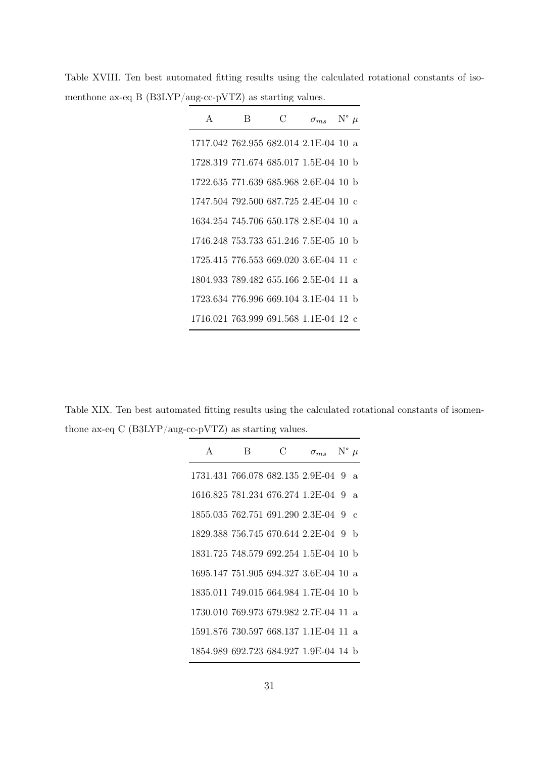Table XVIII. Ten best automated fitting results using the calculated rotational constants of isomenthone ax-eq B (B3LYP/aug-cc-pVTZ) as starting values.

| A | B | C | $\sigma_{ms}$ | N° | $\mu$ |
|---|---|---|---|---|---|
| 1717.042 | 762.955 | 682.014 | 2.1E-04 | 10 | a |
| 1728.319 | 771.674 | 685.017 | 1.5E-04 | 10 | b |
| 1722.635 | 771.639 | 685.968 | 2.6E-04 | 10 | b |
| 1747.504 | 792.500 | 687.725 | 2.4E-04 | 10 | c |
| 1634.254 | 745.706 | 650.178 | 2.8E-04 | 10 | a |
| 1746.248 | 753.733 | 651.246 | 7.5E-05 | 10 | b |
| 1725.415 | 776.553 | 669.020 | 3.6E-04 | 11 | c |
| 1804.933 | 789.482 | 655.166 | 2.5E-04 | 11 | a |
| 1723.634 | 776.996 | 669.104 | 3.1E-04 | 11 | b |
| 1716.021 | 763.999 | 691.568 | 1.1E-04 | 12 | c |

Table XIX. Ten best automated fitting results using the calculated rotational constants of isomenthone ax-eq C (B3LYP/aug-cc-pVTZ) as starting values.

| A | B | C | $\sigma_{ms}$ | N° | $\mu$ |
|---|---|---|---|---|---|
| 1731.431 | 766.078 | 682.135 | 2.9E-04 | 9 | a |
| 1616.825 | 781.234 | 676.274 | 1.2E-04 | 9 | a |
| 1855.035 | 762.751 | 691.290 | 2.3E-04 | 9 | c |
| 1829.388 | 756.745 | 670.644 | 2.2E-04 | 9 | b |
| 1831.725 | 748.579 | 692.254 | 1.5E-04 | 10 | b |
| 1695.147 | 751.905 | 694.327 | 3.6E-04 | 10 | a |
| 1835.011 | 749.015 | 664.984 | 1.7E-04 | 10 | b |
| 1730.010 | 769.973 | 679.982 | 2.7E-04 | 11 | a |
| 1591.876 | 730.597 | 668.137 | 1.1E-04 | 11 | a |
| 1854.989 | 692.723 | 684.927 | 1.9E-04 | 14 | b |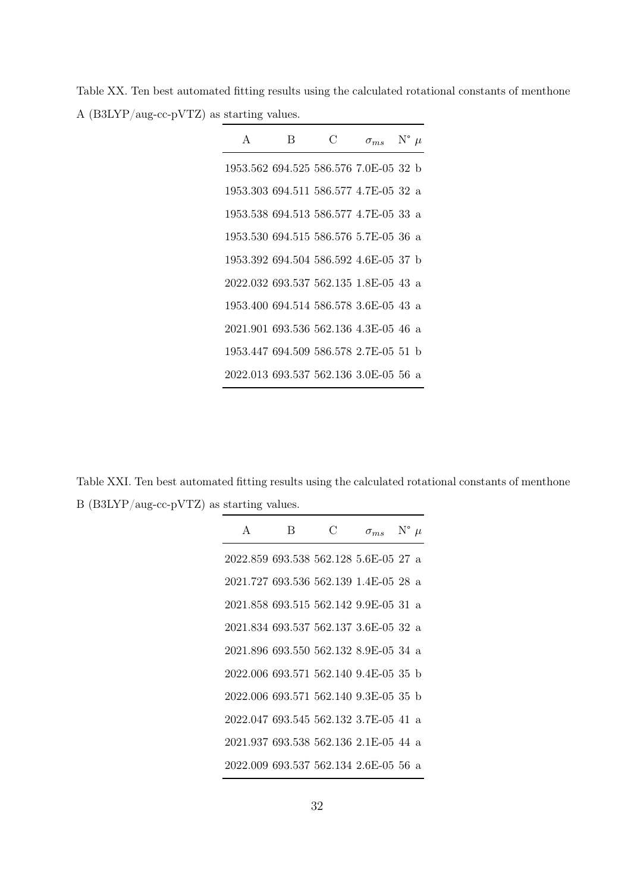Table XX. Ten best automated fitting results using the calculated rotational constants of menthone A (B3LYP/aug-cc-pVTZ) as starting values.

| A | B | C | $\sigma_{ms}$ | N° | $\mu$ |
|---|---|---|---|---|---|
| 1953.562 | 694.525 | 586.576 | 7.0E-05 | 32 | b |
| 1953.303 | 694.511 | 586.577 | 4.7E-05 | 32 | a |
| 1953.538 | 694.513 | 586.577 | 4.7E-05 | 33 | a |
| 1953.530 | 694.515 | 586.576 | 5.7E-05 | 36 | a |
| 1953.392 | 694.504 | 586.592 | 4.6E-05 | 37 | b |
| 2022.032 | 693.537 | 562.135 | 1.8E-05 | 43 | a |
| 1953.400 | 694.514 | 586.578 | 3.6E-05 | 43 | a |
| 2021.901 | 693.536 | 562.136 | 4.3E-05 | 46 | a |
| 1953.447 | 694.509 | 586.578 | 2.7E-05 | 51 | b |
| 2022.013 | 693.537 | 562.136 | 3.0E-05 | 56 | a |

Table XXI. Ten best automated fitting results using the calculated rotational constants of menthone B (B3LYP/aug-cc-pVTZ) as starting values.

| A | B | C | $\sigma_{ms}$ | N° | $\mu$ |
|---|---|---|---|---|---|
| 2022.859 | 693.538 | 562.128 | 5.6E-05 | 27 | a |
| 2021.727 | 693.536 | 562.139 | 1.4E-05 | 28 | a |
| 2021.858 | 693.515 | 562.142 | 9.9E-05 | 31 | a |
| 2021.834 | 693.537 | 562.137 | 3.6E-05 | 32 | a |
| 2021.896 | 693.550 | 562.132 | 8.9E-05 | 34 | a |
| 2022.006 | 693.571 | 562.140 | 9.4E-05 | 35 | b |
| 2022.006 | 693.571 | 562.140 | 9.3E-05 | 35 | b |
| 2022.047 | 693.545 | 562.132 | 3.7E-05 | 41 | a |
| 2021.937 | 693.538 | 562.136 | 2.1E-05 | 44 | a |
| 2022.009 | 693.537 | 562.134 | 2.6E-05 | 56 | a |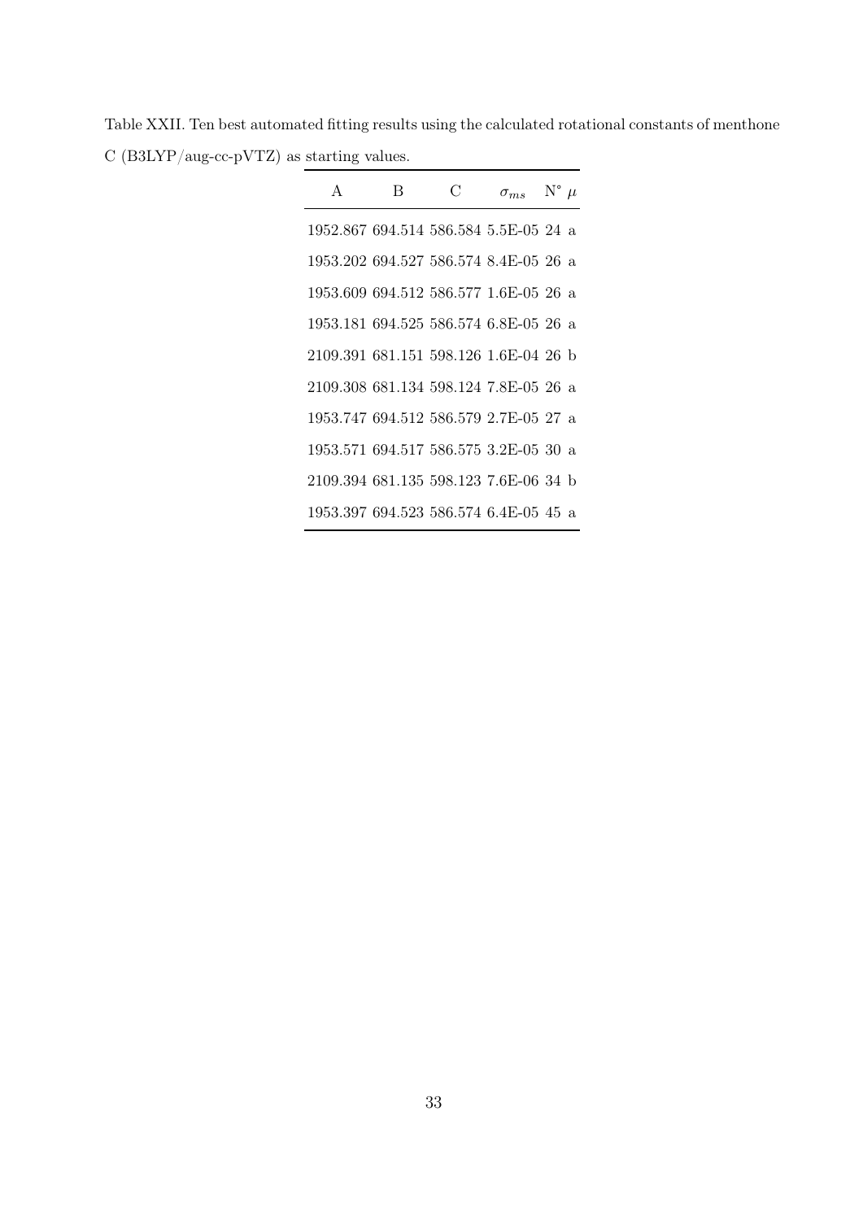Table XXII. Ten best automated fitting results using the calculated rotational constants of menthone C (B3LYP/aug-cc-pVTZ) as starting values.

| A | B | C | $\sigma_{ms}$ | N° | $\mu$ |
|---|---|---|---|---|---|
| 1952.867 | 694.514 | 586.584 | 5.5E-05 | 24 | a |
| 1953.202 | 694.527 | 586.574 | 8.4E-05 | 26 | a |
| 1953.609 | 694.512 | 586.577 | 1.6E-05 | 26 | a |
| 1953.181 | 694.525 | 586.574 | 6.8E-05 | 26 | a |
| 2109.391 | 681.151 | 598.126 | 1.6E-04 | 26 | b |
| 2109.308 | 681.134 | 598.124 | 7.8E-05 | 26 | a |
| 1953.747 | 694.512 | 586.579 | 2.7E-05 | 27 | a |
| 1953.571 | 694.517 | 586.575 | 3.2E-05 | 30 | a |
| 2109.394 | 681.135 | 598.123 | 7.6E-06 | 34 | b |
| 1953.397 | 694.523 | 586.574 | 6.4E-05 | 45 | a |